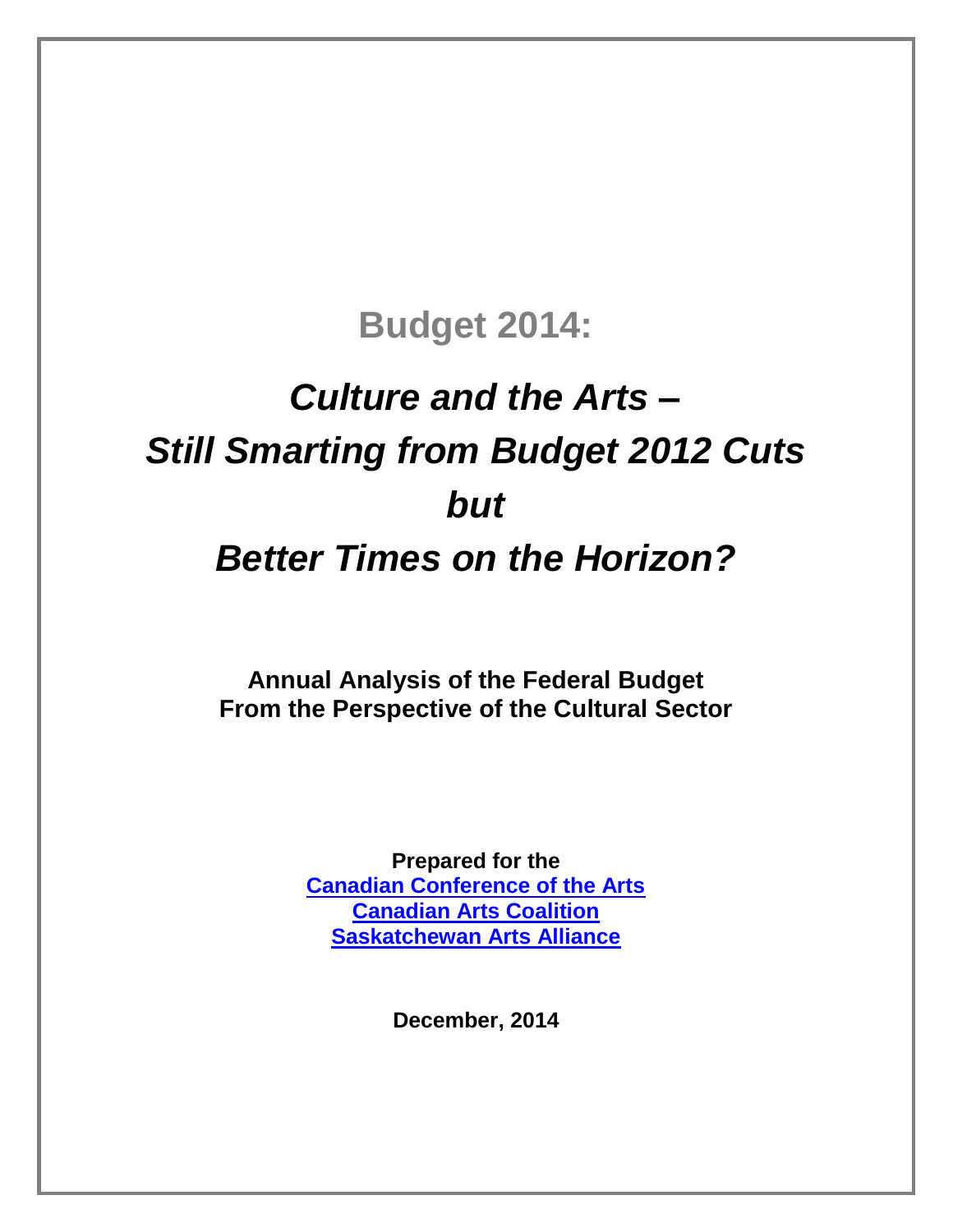# Budget 2014:

## *Culture and the Arts – Still Smarting from Budget 2012 Cuts but Better Times on the Horizon?*

**Annual Analysis of the Federal Budget
From the Perspective of the Cultural Sector**

**Prepared for the**
**Canadian Conference of the Arts**
**Canadian Arts Coalition**
**Saskatchewan Arts Alliance**

**December, 2014**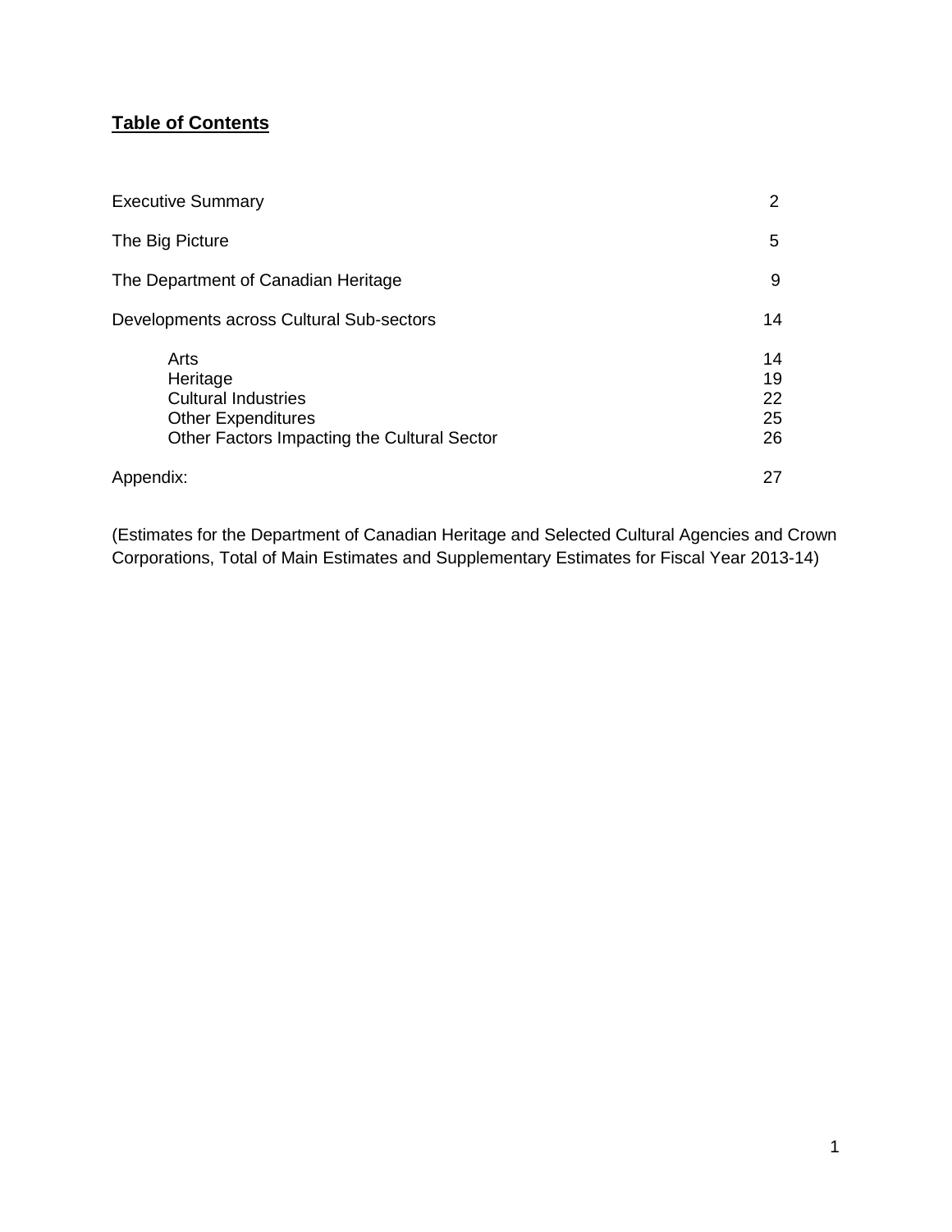## **Table of Contents**

| | |
|---|---|
| Executive Summary | 2 |
| The Big Picture | 5 |
| The Department of Canadian Heritage | 9 |
| Developments across Cultural Sub-sectors | 14 |
| Arts | 14 |
| Heritage | 19 |
| Cultural Industries | 22 |
| Other Expenditures | 25 |
| Other Factors Impacting the Cultural Sector | 26 |
| Appendix: | 27 |

(Estimates for the Department of Canadian Heritage and Selected Cultural Agencies and Crown Corporations, Total of Main Estimates and Supplementary Estimates for Fiscal Year 2013-14)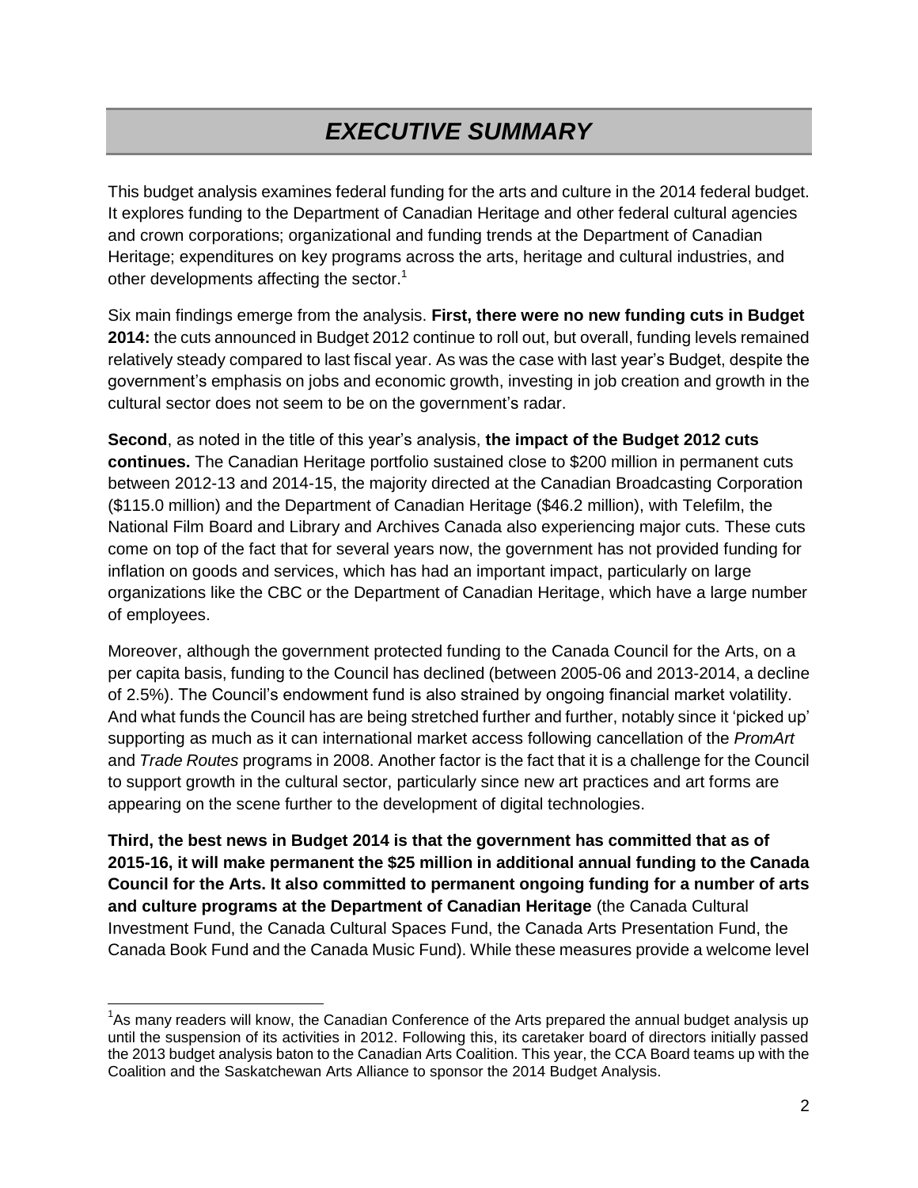# *EXECUTIVE SUMMARY*

This budget analysis examines federal funding for the arts and culture in the 2014 federal budget. It explores funding to the Department of Canadian Heritage and other federal cultural agencies and crown corporations; organizational and funding trends at the Department of Canadian Heritage; expenditures on key programs across the arts, heritage and cultural industries, and other developments affecting the sector.[1]

Six main findings emerge from the analysis. **First, there were no new funding cuts in Budget 2014:** the cuts announced in Budget 2012 continue to roll out, but overall, funding levels remained relatively steady compared to last fiscal year. As was the case with last year's Budget, despite the government's emphasis on jobs and economic growth, investing in job creation and growth in the cultural sector does not seem to be on the government's radar.

**Second**, as noted in the title of this year's analysis, **the impact of the Budget 2012 cuts continues.** The Canadian Heritage portfolio sustained close to $200 million in permanent cuts between 2012-13 and 2014-15, the majority directed at the Canadian Broadcasting Corporation ($115.0 million) and the Department of Canadian Heritage ($46.2 million), with Telefilm, the National Film Board and Library and Archives Canada also experiencing major cuts. These cuts come on top of the fact that for several years now, the government has not provided funding for inflation on goods and services, which has had an important impact, particularly on large organizations like the CBC or the Department of Canadian Heritage, which have a large number of employees.

Moreover, although the government protected funding to the Canada Council for the Arts, on a per capita basis, funding to the Council has declined (between 2005-06 and 2013-2014, a decline of 2.5%). The Council's endowment fund is also strained by ongoing financial market volatility. And what funds the Council has are being stretched further and further, notably since it 'picked up' supporting as much as it can international market access following cancellation of the *PromArt* and *Trade Routes* programs in 2008. Another factor is the fact that it is a challenge for the Council to support growth in the cultural sector, particularly since new art practices and art forms are appearing on the scene further to the development of digital technologies.

**Third, the best news in Budget 2014 is that the government has committed that as of 2015-16, it will make permanent the $25 million in additional annual funding to the Canada Council for the Arts. It also committed to permanent ongoing funding for a number of arts and culture programs at the Department of Canadian Heritage** (the Canada Cultural Investment Fund, the Canada Cultural Spaces Fund, the Canada Arts Presentation Fund, the Canada Book Fund and the Canada Music Fund). While these measures provide a welcome level

[1] As many readers will know, the Canadian Conference of the Arts prepared the annual budget analysis up until the suspension of its activities in 2012. Following this, its caretaker board of directors initially passed the 2013 budget analysis baton to the Canadian Arts Coalition. This year, the CCA Board teams up with the Coalition and the Saskatchewan Arts Alliance to sponsor the 2014 Budget Analysis.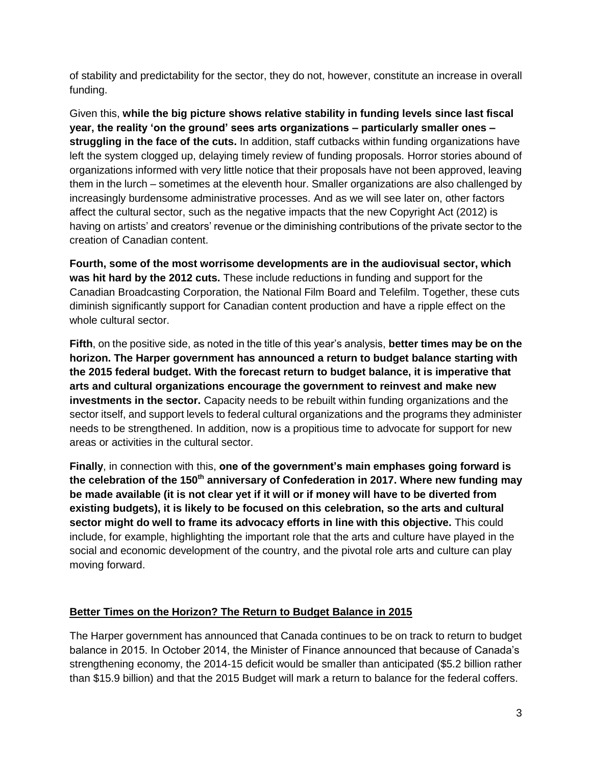of stability and predictability for the sector, they do not, however, constitute an increase in overall funding.

Given this, **while the big picture shows relative stability in funding levels since last fiscal year, the reality 'on the ground' sees arts organizations – particularly smaller ones – struggling in the face of the cuts.** In addition, staff cutbacks within funding organizations have left the system clogged up, delaying timely review of funding proposals. Horror stories abound of organizations informed with very little notice that their proposals have not been approved, leaving them in the lurch – sometimes at the eleventh hour. Smaller organizations are also challenged by increasingly burdensome administrative processes. And as we will see later on, other factors affect the cultural sector, such as the negative impacts that the new Copyright Act (2012) is having on artists' and creators' revenue or the diminishing contributions of the private sector to the creation of Canadian content.

**Fourth, some of the most worrisome developments are in the audiovisual sector, which was hit hard by the 2012 cuts.** These include reductions in funding and support for the Canadian Broadcasting Corporation, the National Film Board and Telefilm. Together, these cuts diminish significantly support for Canadian content production and have a ripple effect on the whole cultural sector.

**Fifth**, on the positive side, as noted in the title of this year's analysis, **better times may be on the horizon. The Harper government has announced a return to budget balance starting with the 2015 federal budget. With the forecast return to budget balance, it is imperative that arts and cultural organizations encourage the government to reinvest and make new investments in the sector.** Capacity needs to be rebuilt within funding organizations and the sector itself, and support levels to federal cultural organizations and the programs they administer needs to be strengthened. In addition, now is a propitious time to advocate for support for new areas or activities in the cultural sector.

**Finally**, in connection with this, **one of the government's main emphases going forward is the celebration of the 150th anniversary of Confederation in 2017. Where new funding may be made available (it is not clear yet if it will or if money will have to be diverted from existing budgets), it is likely to be focused on this celebration, so the arts and cultural sector might do well to frame its advocacy efforts in line with this objective.** This could include, for example, highlighting the important role that the arts and culture have played in the social and economic development of the country, and the pivotal role arts and culture can play moving forward.

## Better Times on the Horizon? The Return to Budget Balance in 2015

The Harper government has announced that Canada continues to be on track to return to budget balance in 2015. In October 2014, the Minister of Finance announced that because of Canada's strengthening economy, the 2014-15 deficit would be smaller than anticipated ($5.2 billion rather than $15.9 billion) and that the 2015 Budget will mark a return to balance for the federal coffers.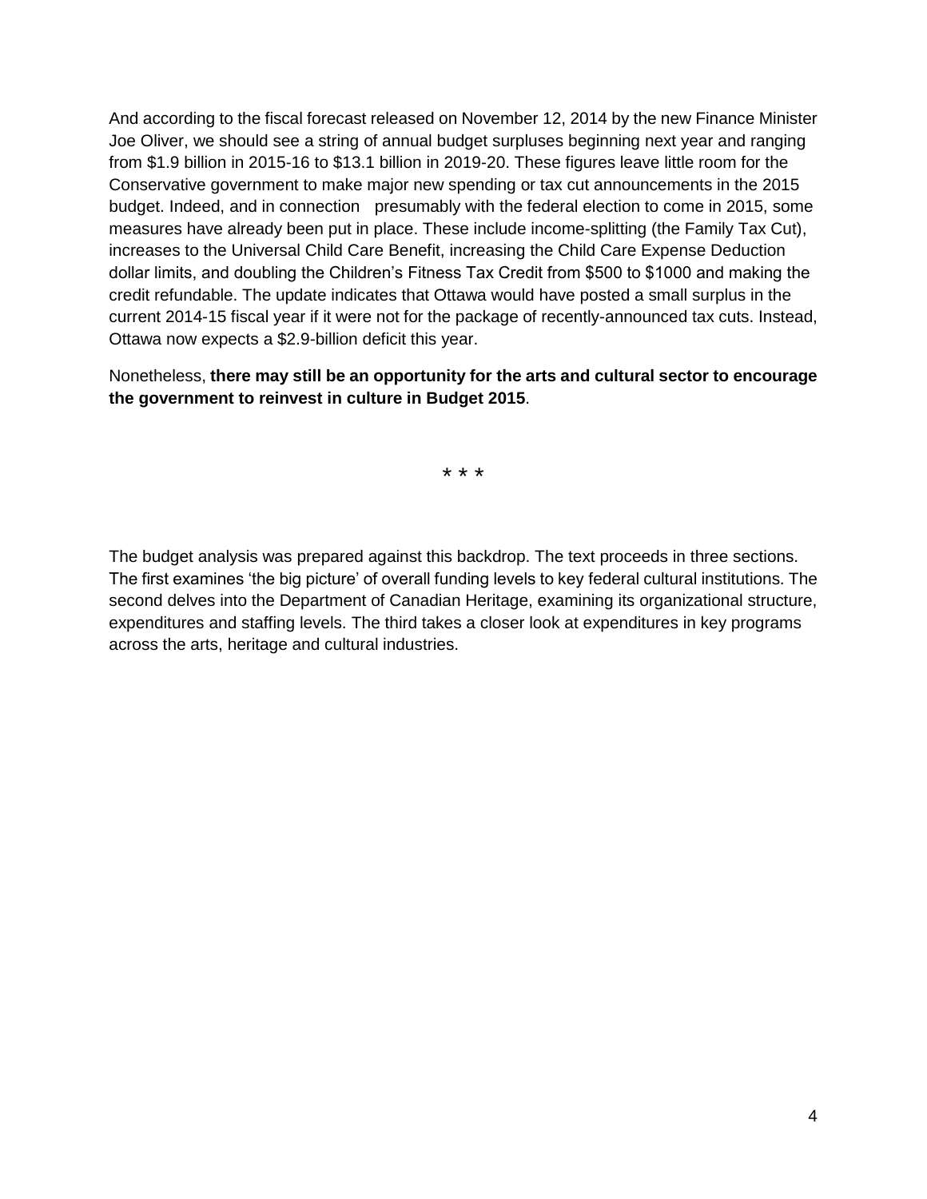And according to the fiscal forecast released on November 12, 2014 by the new Finance Minister Joe Oliver, we should see a string of annual budget surpluses beginning next year and ranging from $1.9 billion in 2015-16 to $13.1 billion in 2019-20. These figures leave little room for the Conservative government to make major new spending or tax cut announcements in the 2015 budget. Indeed, and in connection presumably with the federal election to come in 2015, some measures have already been put in place. These include income-splitting (the Family Tax Cut), increases to the Universal Child Care Benefit, increasing the Child Care Expense Deduction dollar limits, and doubling the Children's Fitness Tax Credit from $500 to $1000 and making the credit refundable. The update indicates that Ottawa would have posted a small surplus in the current 2014-15 fiscal year if it were not for the package of recently-announced tax cuts. Instead, Ottawa now expects a $2.9-billion deficit this year.

Nonetheless, **there may still be an opportunity for the arts and cultural sector to encourage the government to reinvest in culture in Budget 2015**.

\* \* \*

The budget analysis was prepared against this backdrop. The text proceeds in three sections. The first examines 'the big picture' of overall funding levels to key federal cultural institutions. The second delves into the Department of Canadian Heritage, examining its organizational structure, expenditures and staffing levels. The third takes a closer look at expenditures in key programs across the arts, heritage and cultural industries.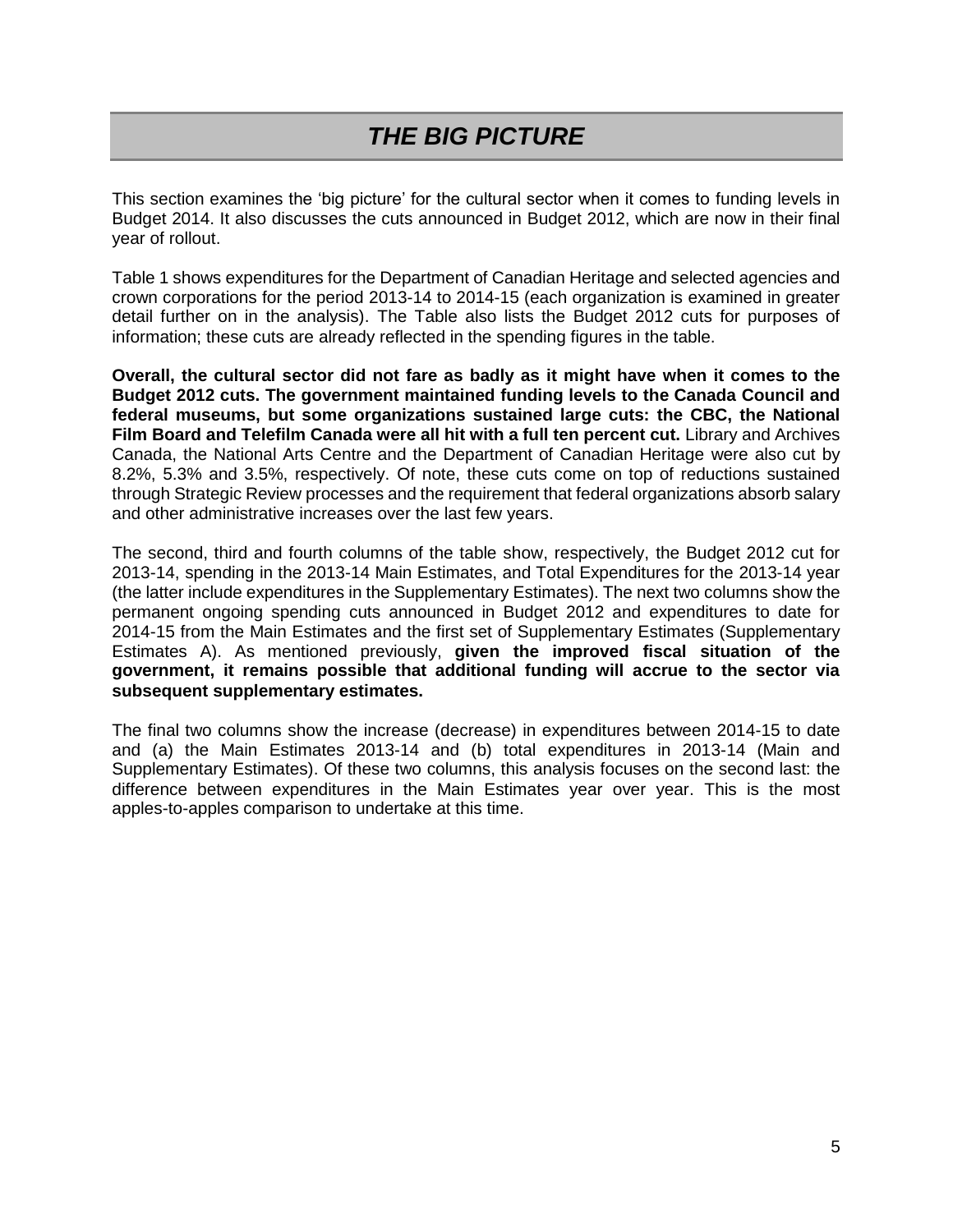# *THE BIG PICTURE*

This section examines the 'big picture' for the cultural sector when it comes to funding levels in Budget 2014. It also discusses the cuts announced in Budget 2012, which are now in their final year of rollout.

Table 1 shows expenditures for the Department of Canadian Heritage and selected agencies and crown corporations for the period 2013-14 to 2014-15 (each organization is examined in greater detail further on in the analysis). The Table also lists the Budget 2012 cuts for purposes of information; these cuts are already reflected in the spending figures in the table.

**Overall, the cultural sector did not fare as badly as it might have when it comes to the Budget 2012 cuts. The government maintained funding levels to the Canada Council and federal museums, but some organizations sustained large cuts: the CBC, the National Film Board and Telefilm Canada were all hit with a full ten percent cut.** Library and Archives Canada, the National Arts Centre and the Department of Canadian Heritage were also cut by 8.2%, 5.3% and 3.5%, respectively. Of note, these cuts come on top of reductions sustained through Strategic Review processes and the requirement that federal organizations absorb salary and other administrative increases over the last few years.

The second, third and fourth columns of the table show, respectively, the Budget 2012 cut for 2013-14, spending in the 2013-14 Main Estimates, and Total Expenditures for the 2013-14 year (the latter include expenditures in the Supplementary Estimates). The next two columns show the permanent ongoing spending cuts announced in Budget 2012 and expenditures to date for 2014-15 from the Main Estimates and the first set of Supplementary Estimates (Supplementary Estimates A). As mentioned previously, **given the improved fiscal situation of the government, it remains possible that additional funding will accrue to the sector via subsequent supplementary estimates.**

The final two columns show the increase (decrease) in expenditures between 2014-15 to date and (a) the Main Estimates 2013-14 and (b) total expenditures in 2013-14 (Main and Supplementary Estimates). Of these two columns, this analysis focuses on the second last: the difference between expenditures in the Main Estimates year over year. This is the most apples-to-apples comparison to undertake at this time.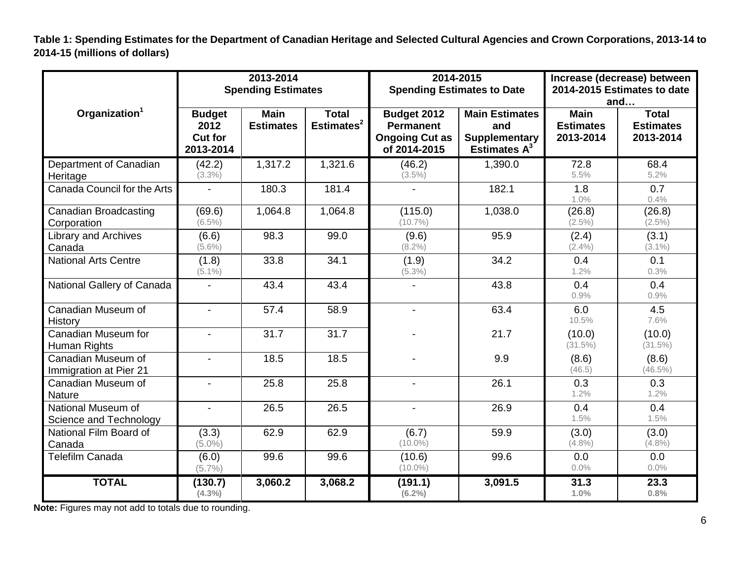**Table 1: Spending Estimates for the Department of Canadian Heritage and Selected Cultural Agencies and Crown Corporations, 2013-14 to 2014-15 (millions of dollars)**

| Organization[1] | 2013-2014 Spending Estimates | | | 2014-2015 Spending Estimates to Date | | Increase (decrease) between 2014-2015 Estimates to date and… | |
|---|---|---|---|---|---|---|---|
| | Budget 2012 Cut for 2013-2014 | Main Estimates | Total Estimates[2] | Budget 2012 Permanent Ongoing Cut as of 2014-2015 | Main Estimates and Supplementary Estimates A[3] | Main Estimates 2013-2014 | Total Estimates 2013-2014 |
| Department of Canadian Heritage | (42.2) (3.3%) | 1,317.2 | 1,321.6 | (46.2) (3.5%) | 1,390.0 | 72.8 5.5% | 68.4 5.2% |
| Canada Council for the Arts | - | 180.3 | 181.4 | - | 182.1 | 1.8 1.0% | 0.7 0.4% |
| Canadian Broadcasting Corporation | (69.6) (6.5%) | 1,064.8 | 1,064.8 | (115.0) (10.7%) | 1,038.0 | (26.8) (2.5%) | (26.8) (2.5%) |
| Library and Archives Canada | (6.6) (5.6%) | 98.3 | 99.0 | (9.6) (8.2%) | 95.9 | (2.4) (2.4%) | (3.1) (3.1%) |
| National Arts Centre | (1.8) (5.1%) | 33.8 | 34.1 | (1.9) (5.3%) | 34.2 | 0.4 1.2% | 0.1 0.3% |
| National Gallery of Canada | - | 43.4 | 43.4 | - | 43.8 | 0.4 0.9% | 0.4 0.9% |
| Canadian Museum of History | - | 57.4 | 58.9 | - | 63.4 | 6.0 10.5% | 4.5 7.6% |
| Canadian Museum for Human Rights | - | 31.7 | 31.7 | - | 21.7 | (10.0) (31.5%) | (10.0) (31.5%) |
| Canadian Museum of Immigration at Pier 21 | - | 18.5 | 18.5 | - | 9.9 | (8.6) (46.5) | (8.6) (46.5%) |
| Canadian Museum of Nature | - | 25.8 | 25.8 | - | 26.1 | 0.3 1.2% | 0.3 1.2% |
| National Museum of Science and Technology | - | 26.5 | 26.5 | - | 26.9 | 0.4 1.5% | 0.4 1.5% |
| National Film Board of Canada | (3.3) (5.0%) | 62.9 | 62.9 | (6.7) (10.0%) | 59.9 | (3.0) (4.8%) | (3.0) (4.8%) |
| Telefilm Canada | (6.0) (5.7%) | 99.6 | 99.6 | (10.6) (10.0%) | 99.6 | 0.0 0.0% | 0.0 0.0% |
| **TOTAL** | **(130.7) (4.3%)** | **3,060.2** | **3,068.2** | **(191.1) (6.2%)** | **3,091.5** | **31.3 1.0%** | **23.3 0.8%** |

**Note:** Figures may not add to totals due to rounding.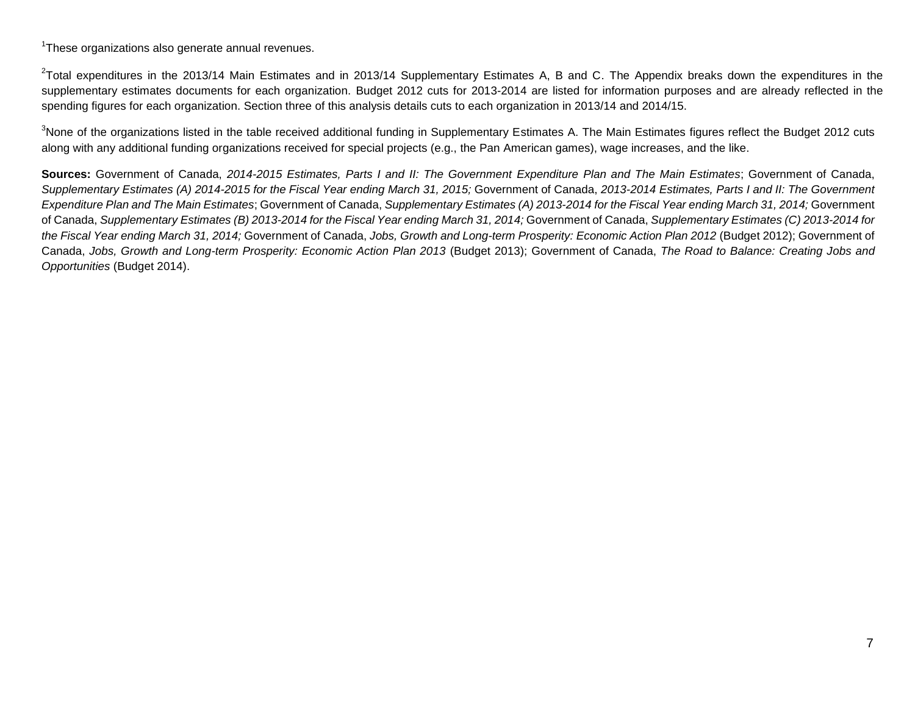[1]These organizations also generate annual revenues.

[2]Total expenditures in the 2013/14 Main Estimates and in 2013/14 Supplementary Estimates A, B and C. The Appendix breaks down the expenditures in the supplementary estimates documents for each organization. Budget 2012 cuts for 2013-2014 are listed for information purposes and are already reflected in the spending figures for each organization. Section three of this analysis details cuts to each organization in 2013/14 and 2014/15.

[3]None of the organizations listed in the table received additional funding in Supplementary Estimates A. The Main Estimates figures reflect the Budget 2012 cuts along with any additional funding organizations received for special projects (e.g., the Pan American games), wage increases, and the like.

**Sources:** Government of Canada, *2014-2015 Estimates, Parts I and II: The Government Expenditure Plan and The Main Estimates*; Government of Canada, *Supplementary Estimates (A) 2014-2015 for the Fiscal Year ending March 31, 2015;* Government of Canada, *2013-2014 Estimates, Parts I and II: The Government Expenditure Plan and The Main Estimates*; Government of Canada, *Supplementary Estimates (A) 2013-2014 for the Fiscal Year ending March 31, 2014;* Government of Canada, *Supplementary Estimates (B) 2013-2014 for the Fiscal Year ending March 31, 2014;* Government of Canada, *Supplementary Estimates (C) 2013-2014 for the Fiscal Year ending March 31, 2014;* Government of Canada, *Jobs, Growth and Long-term Prosperity: Economic Action Plan 2012* (Budget 2012); Government of Canada, *Jobs, Growth and Long-term Prosperity: Economic Action Plan 2013* (Budget 2013); Government of Canada, *The Road to Balance: Creating Jobs and Opportunities* (Budget 2014).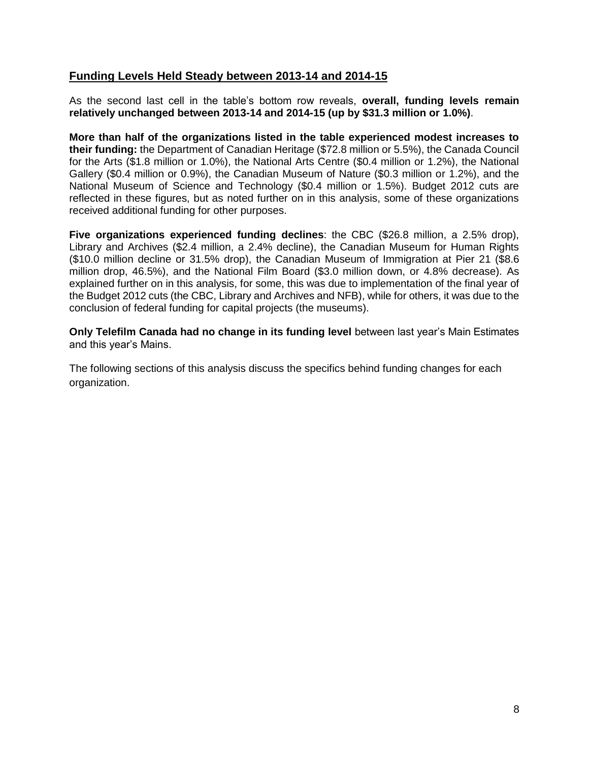## Funding Levels Held Steady between 2013-14 and 2014-15

As the second last cell in the table's bottom row reveals, **overall, funding levels remain relatively unchanged between 2013-14 and 2014-15 (up by $31.3 million or 1.0%)**.

**More than half of the organizations listed in the table experienced modest increases to their funding:** the Department of Canadian Heritage ($72.8 million or 5.5%), the Canada Council for the Arts ($1.8 million or 1.0%), the National Arts Centre ($0.4 million or 1.2%), the National Gallery ($0.4 million or 0.9%), the Canadian Museum of Nature ($0.3 million or 1.2%), and the National Museum of Science and Technology ($0.4 million or 1.5%). Budget 2012 cuts are reflected in these figures, but as noted further on in this analysis, some of these organizations received additional funding for other purposes.

**Five organizations experienced funding declines**: the CBC ($26.8 million, a 2.5% drop), Library and Archives ($2.4 million, a 2.4% decline), the Canadian Museum for Human Rights ($10.0 million decline or 31.5% drop), the Canadian Museum of Immigration at Pier 21 ($8.6 million drop, 46.5%), and the National Film Board ($3.0 million down, or 4.8% decrease). As explained further on in this analysis, for some, this was due to implementation of the final year of the Budget 2012 cuts (the CBC, Library and Archives and NFB), while for others, it was due to the conclusion of federal funding for capital projects (the museums).

**Only Telefilm Canada had no change in its funding level** between last year's Main Estimates and this year's Mains.

The following sections of this analysis discuss the specifics behind funding changes for each organization.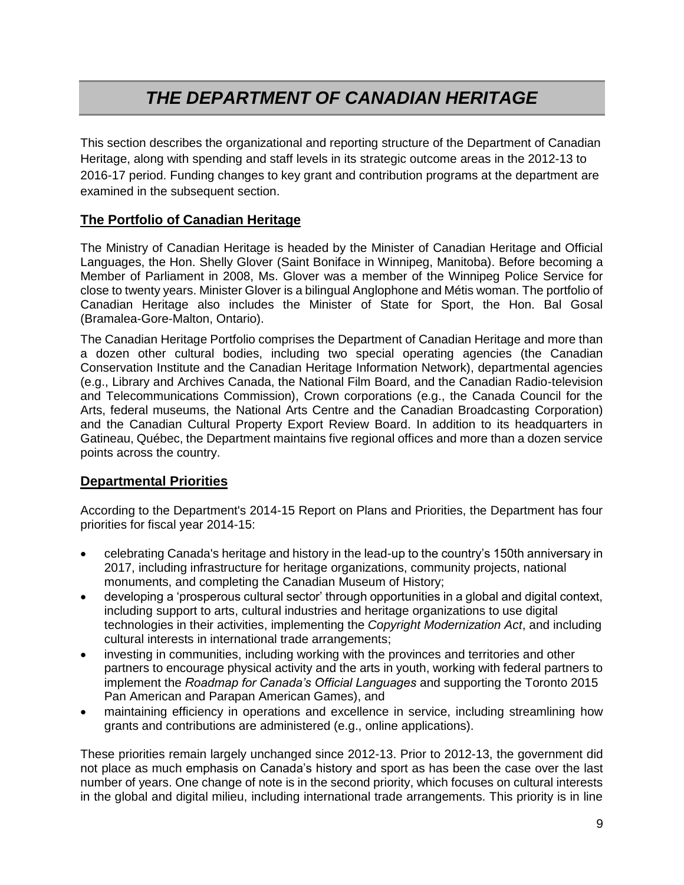# *THE DEPARTMENT OF CANADIAN HERITAGE*

This section describes the organizational and reporting structure of the Department of Canadian Heritage, along with spending and staff levels in its strategic outcome areas in the 2012-13 to 2016-17 period. Funding changes to key grant and contribution programs at the department are examined in the subsequent section.

## The Portfolio of Canadian Heritage

The Ministry of Canadian Heritage is headed by the Minister of Canadian Heritage and Official Languages, the Hon. Shelly Glover (Saint Boniface in Winnipeg, Manitoba). Before becoming a Member of Parliament in 2008, Ms. Glover was a member of the Winnipeg Police Service for close to twenty years. Minister Glover is a bilingual Anglophone and Métis woman. The portfolio of Canadian Heritage also includes the Minister of State for Sport, the Hon. Bal Gosal (Bramalea-Gore-Malton, Ontario).

The Canadian Heritage Portfolio comprises the Department of Canadian Heritage and more than a dozen other cultural bodies, including two special operating agencies (the Canadian Conservation Institute and the Canadian Heritage Information Network), departmental agencies (e.g., Library and Archives Canada, the National Film Board, and the Canadian Radio-television and Telecommunications Commission), Crown corporations (e.g., the Canada Council for the Arts, federal museums, the National Arts Centre and the Canadian Broadcasting Corporation) and the Canadian Cultural Property Export Review Board. In addition to its headquarters in Gatineau, Québec, the Department maintains five regional offices and more than a dozen service points across the country.

## Departmental Priorities

According to the Department's 2014-15 Report on Plans and Priorities, the Department has four priorities for fiscal year 2014-15:

- celebrating Canada's heritage and history in the lead-up to the country's 150th anniversary in 2017, including infrastructure for heritage organizations, community projects, national monuments, and completing the Canadian Museum of History;
- developing a 'prosperous cultural sector' through opportunities in a global and digital context, including support to arts, cultural industries and heritage organizations to use digital technologies in their activities, implementing the *Copyright Modernization Act*, and including cultural interests in international trade arrangements;
- investing in communities, including working with the provinces and territories and other partners to encourage physical activity and the arts in youth, working with federal partners to implement the *Roadmap for Canada's Official Languages* and supporting the Toronto 2015 Pan American and Parapan American Games), and
- maintaining efficiency in operations and excellence in service, including streamlining how grants and contributions are administered (e.g., online applications).

These priorities remain largely unchanged since 2012-13. Prior to 2012-13, the government did not place as much emphasis on Canada's history and sport as has been the case over the last number of years. One change of note is in the second priority, which focuses on cultural interests in the global and digital milieu, including international trade arrangements. This priority is in line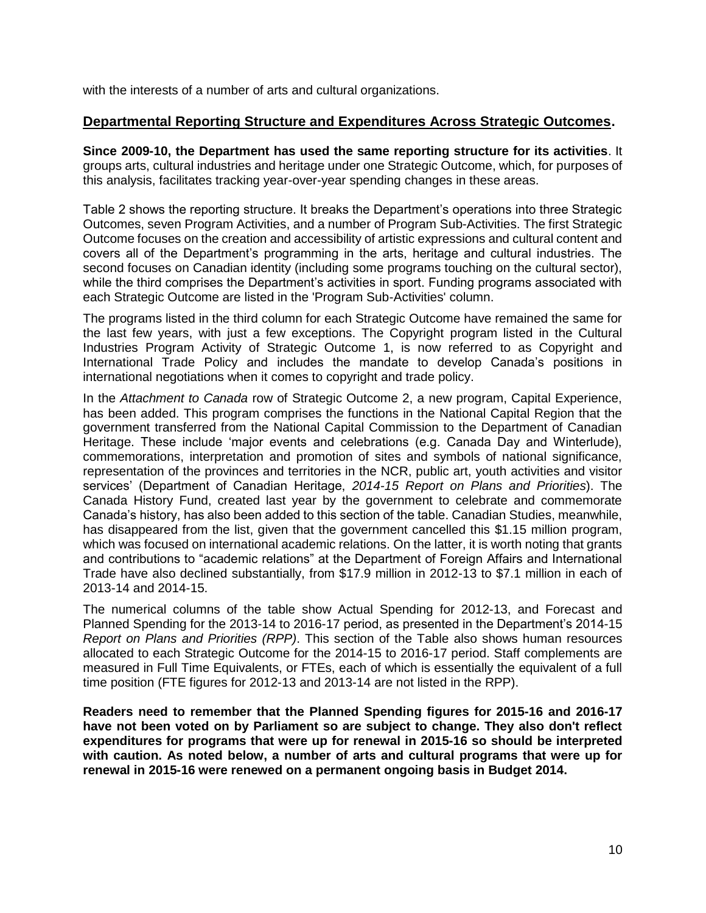with the interests of a number of arts and cultural organizations.

## Departmental Reporting Structure and Expenditures Across Strategic Outcomes.

**Since 2009-10, the Department has used the same reporting structure for its activities**. It groups arts, cultural industries and heritage under one Strategic Outcome, which, for purposes of this analysis, facilitates tracking year-over-year spending changes in these areas.

Table 2 shows the reporting structure. It breaks the Department's operations into three Strategic Outcomes, seven Program Activities, and a number of Program Sub-Activities. The first Strategic Outcome focuses on the creation and accessibility of artistic expressions and cultural content and covers all of the Department's programming in the arts, heritage and cultural industries. The second focuses on Canadian identity (including some programs touching on the cultural sector), while the third comprises the Department's activities in sport. Funding programs associated with each Strategic Outcome are listed in the 'Program Sub-Activities' column.

The programs listed in the third column for each Strategic Outcome have remained the same for the last few years, with just a few exceptions. The Copyright program listed in the Cultural Industries Program Activity of Strategic Outcome 1, is now referred to as Copyright and International Trade Policy and includes the mandate to develop Canada's positions in international negotiations when it comes to copyright and trade policy.

In the *Attachment to Canada* row of Strategic Outcome 2, a new program, Capital Experience, has been added. This program comprises the functions in the National Capital Region that the government transferred from the National Capital Commission to the Department of Canadian Heritage. These include 'major events and celebrations (e.g. Canada Day and Winterlude), commemorations, interpretation and promotion of sites and symbols of national significance, representation of the provinces and territories in the NCR, public art, youth activities and visitor services' (Department of Canadian Heritage, *2014-15 Report on Plans and Priorities*). The Canada History Fund, created last year by the government to celebrate and commemorate Canada's history, has also been added to this section of the table. Canadian Studies, meanwhile, has disappeared from the list, given that the government cancelled this $1.15 million program, which was focused on international academic relations. On the latter, it is worth noting that grants and contributions to "academic relations" at the Department of Foreign Affairs and International Trade have also declined substantially, from $17.9 million in 2012-13 to $7.1 million in each of 2013-14 and 2014-15.

The numerical columns of the table show Actual Spending for 2012-13, and Forecast and Planned Spending for the 2013-14 to 2016-17 period, as presented in the Department's 2014-15 *Report on Plans and Priorities (RPP)*. This section of the Table also shows human resources allocated to each Strategic Outcome for the 2014-15 to 2016-17 period. Staff complements are measured in Full Time Equivalents, or FTEs, each of which is essentially the equivalent of a full time position (FTE figures for 2012-13 and 2013-14 are not listed in the RPP).

**Readers need to remember that the Planned Spending figures for 2015-16 and 2016-17 have not been voted on by Parliament so are subject to change. They also don't reflect expenditures for programs that were up for renewal in 2015-16 so should be interpreted with caution. As noted below, a number of arts and cultural programs that were up for renewal in 2015-16 were renewed on a permanent ongoing basis in Budget 2014.**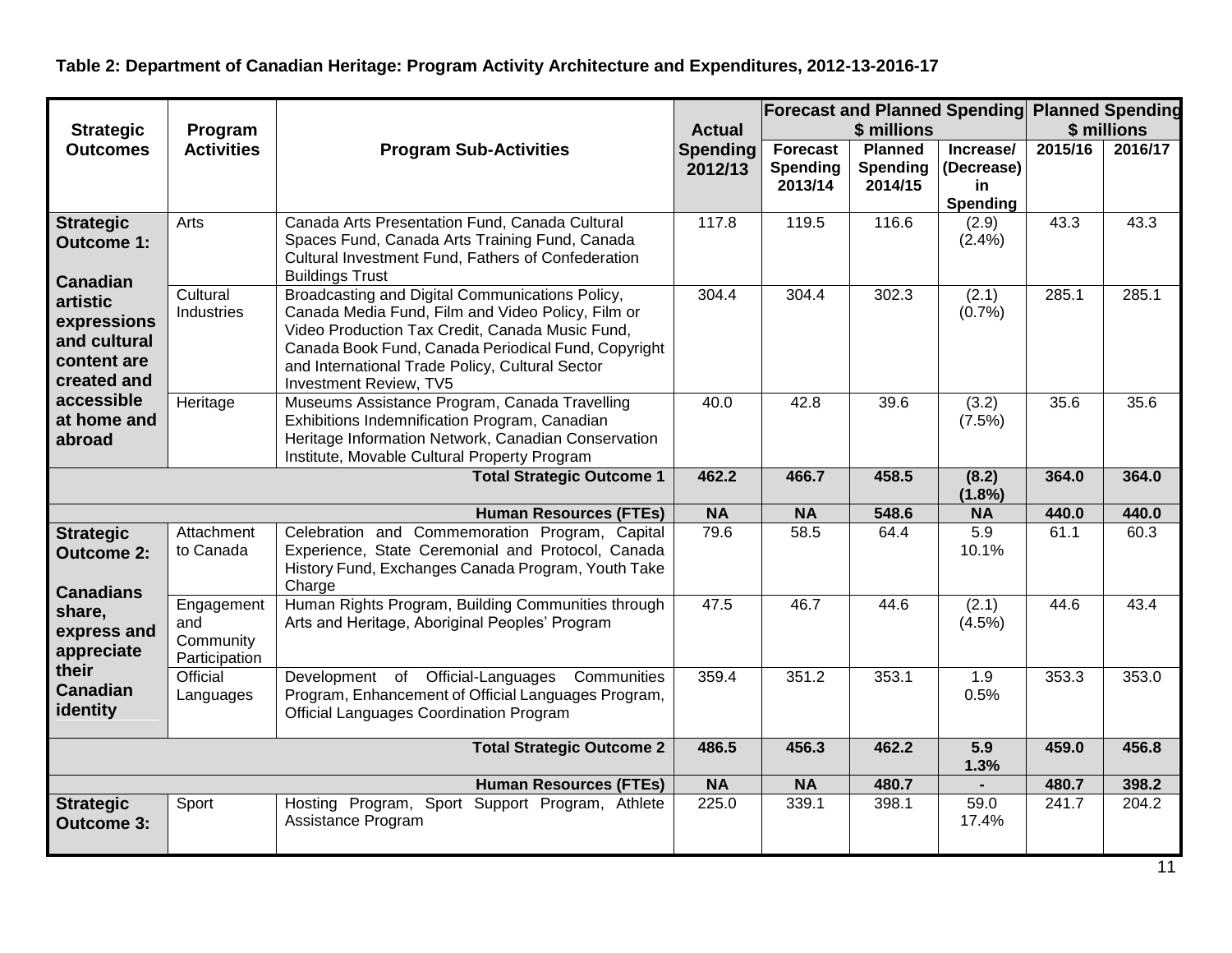**Table 2: Department of Canadian Heritage: Program Activity Architecture and Expenditures, 2012-13-2016-17**

| Strategic Outcomes | Program Activities | Program Sub-Activities | Actual Spending 2012/13 | Forecast and Planned Spending $ millions | | | Planned Spending $ millions | |
|---|---|---|---|---|---|---|---|---|
| | | | | Forecast Spending 2013/14 | Planned Spending 2014/15 | Increase/ (Decrease) in Spending | 2015/16 | 2016/17 |
| **Strategic Outcome 1: Canadian artistic expressions and cultural content are created and accessible at home and abroad** | Arts | Canada Arts Presentation Fund, Canada Cultural Spaces Fund, Canada Arts Training Fund, Canada Cultural Investment Fund, Fathers of Confederation Buildings Trust | 117.8 | 119.5 | 116.6 | (2.9) (2.4%) | 43.3 | 43.3 |
| | Cultural Industries | Broadcasting and Digital Communications Policy, Canada Media Fund, Film and Video Policy, Film or Video Production Tax Credit, Canada Music Fund, Canada Book Fund, Canada Periodical Fund, Copyright and International Trade Policy, Cultural Sector Investment Review, TV5 | 304.4 | 304.4 | 302.3 | (2.1) (0.7%) | 285.1 | 285.1 |
| | Heritage | Museums Assistance Program, Canada Travelling Exhibitions Indemnification Program, Canadian Heritage Information Network, Canadian Conservation Institute, Movable Cultural Property Program | 40.0 | 42.8 | 39.6 | (3.2) (7.5%) | 35.6 | 35.6 |
| | | **Total Strategic Outcome 1** | **462.2** | **466.7** | **458.5** | **(8.2) (1.8%)** | **364.0** | **364.0** |
| | | **Human Resources (FTEs)** | **NA** | **NA** | **548.6** | **NA** | **440.0** | **440.0** |
| **Strategic Outcome 2: Canadians share, express and appreciate their Canadian identity** | Attachment to Canada | Celebration and Commemoration Program, Capital Experience, State Ceremonial and Protocol, Canada History Fund, Exchanges Canada Program, Youth Take Charge | 79.6 | 58.5 | 64.4 | 5.9 10.1% | 61.1 | 60.3 |
| | Engagement and Community Participation | Human Rights Program, Building Communities through Arts and Heritage, Aboriginal Peoples' Program | 47.5 | 46.7 | 44.6 | (2.1) (4.5%) | 44.6 | 43.4 |
| | Official Languages | Development of Official-Languages Communities Program, Enhancement of Official Languages Program, Official Languages Coordination Program | 359.4 | 351.2 | 353.1 | 1.9 0.5% | 353.3 | 353.0 |
| | | **Total Strategic Outcome 2** | **486.5** | **456.3** | **462.2** | **5.9 1.3%** | **459.0** | **456.8** |
| | | **Human Resources (FTEs)** | **NA** | **NA** | **480.7** | **-** | **480.7** | **398.2** |
| **Strategic Outcome 3:** | Sport | Hosting Program, Sport Support Program, Athlete Assistance Program | 225.0 | 339.1 | 398.1 | 59.0 17.4% | 241.7 | 204.2 |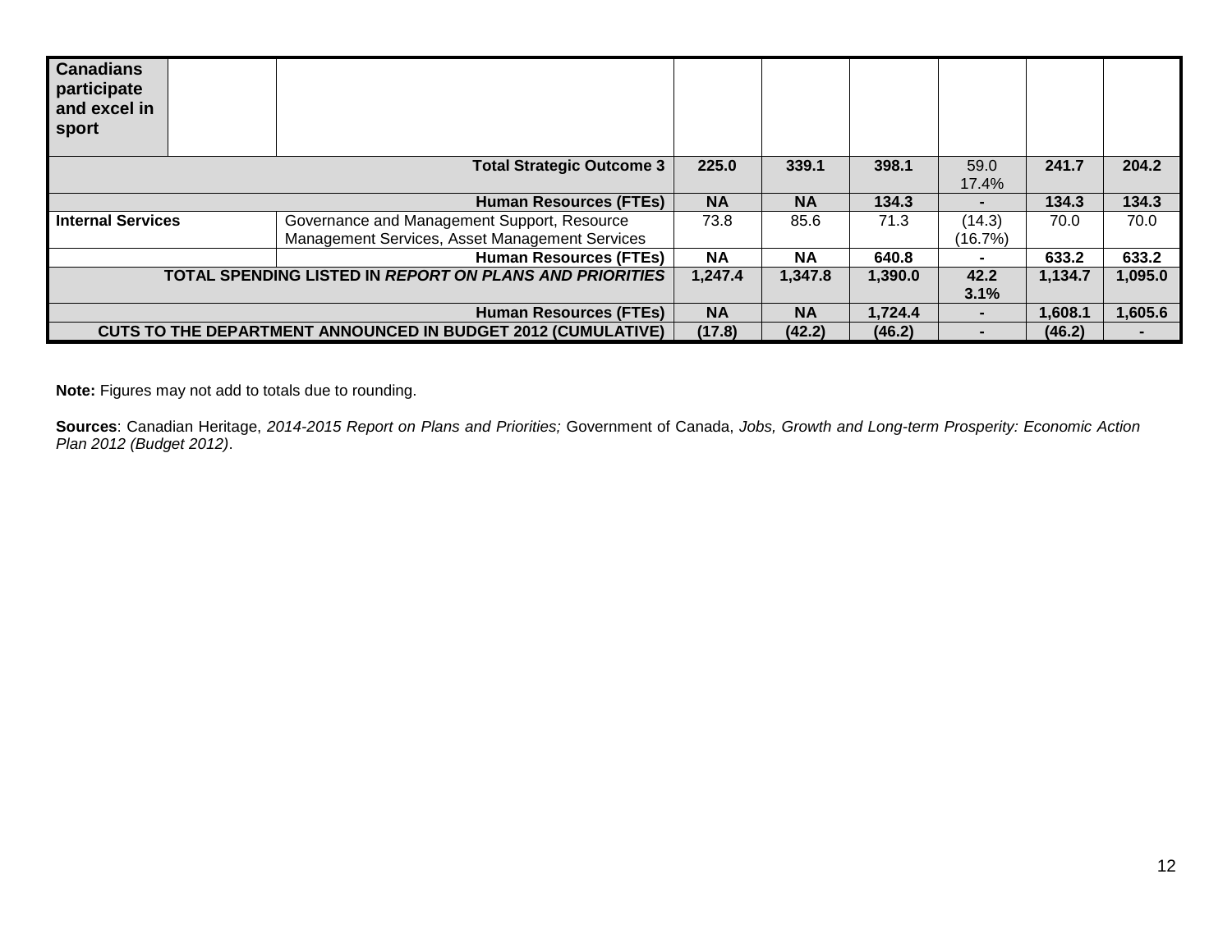| | | | | | | | | |
|---|---|---|---|---|---|---|---|---|
| **Canadians participate and excel in sport** | | | | | | | | |
| | | **Total Strategic Outcome 3** | **225.0** | **339.1** | **398.1** | 59.0<br>17.4% | **241.7** | **204.2** |
| | | **Human Resources (FTEs)** | **NA** | **NA** | **134.3** | **-** | **134.3** | **134.3** |
| **Internal Services** | | Governance and Management Support, Resource Management Services, Asset Management Services | 73.8 | 85.6 | 71.3 | (14.3)<br>(16.7%) | 70.0 | 70.0 |
| | | **Human Resources (FTEs)** | **NA** | **NA** | **640.8** | **-** | **633.2** | **633.2** |
| | | **TOTAL SPENDING LISTED IN *REPORT ON PLANS AND PRIORITIES*** | **1,247.4** | **1,347.8** | **1,390.0** | **42.2**<br>**3.1%** | **1,134.7** | **1,095.0** |
| | | **Human Resources (FTEs)** | **NA** | **NA** | **1,724.4** | **-** | **1,608.1** | **1,605.6** |
| | | **CUTS TO THE DEPARTMENT ANNOUNCED IN BUDGET 2012 (CUMULATIVE)** | **(17.8)** | **(42.2)** | **(46.2)** | **-** | **(46.2)** | **-** |

**Note:** Figures may not add to totals due to rounding.

**Sources**: Canadian Heritage, *2014-2015 Report on Plans and Priorities;* Government of Canada, *Jobs, Growth and Long-term Prosperity: Economic Action Plan 2012 (Budget 2012)*.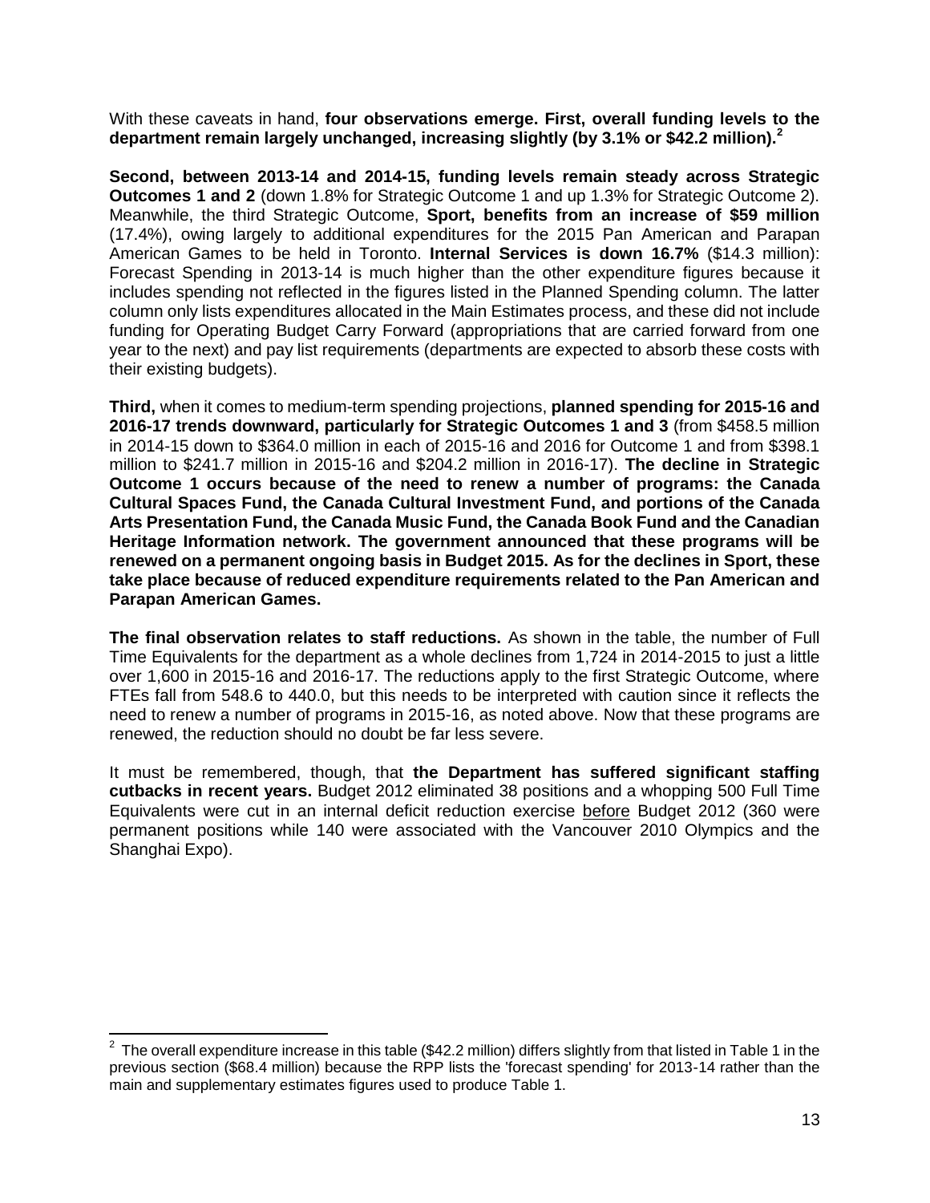With these caveats in hand, **four observations emerge. First, overall funding levels to the department remain largely unchanged, increasing slightly (by 3.1% or $42.2 million).**[2]

**Second, between 2013-14 and 2014-15, funding levels remain steady across Strategic Outcomes 1 and 2** (down 1.8% for Strategic Outcome 1 and up 1.3% for Strategic Outcome 2). Meanwhile, the third Strategic Outcome, **Sport, benefits from an increase of $59 million** (17.4%), owing largely to additional expenditures for the 2015 Pan American and Parapan American Games to be held in Toronto. **Internal Services is down 16.7%** ($14.3 million): Forecast Spending in 2013-14 is much higher than the other expenditure figures because it includes spending not reflected in the figures listed in the Planned Spending column. The latter column only lists expenditures allocated in the Main Estimates process, and these did not include funding for Operating Budget Carry Forward (appropriations that are carried forward from one year to the next) and pay list requirements (departments are expected to absorb these costs with their existing budgets).

**Third,** when it comes to medium-term spending projections, **planned spending for 2015-16 and 2016-17 trends downward, particularly for Strategic Outcomes 1 and 3** (from $458.5 million in 2014-15 down to $364.0 million in each of 2015-16 and 2016 for Outcome 1 and from $398.1 million to $241.7 million in 2015-16 and $204.2 million in 2016-17). **The decline in Strategic Outcome 1 occurs because of the need to renew a number of programs: the Canada Cultural Spaces Fund, the Canada Cultural Investment Fund, and portions of the Canada Arts Presentation Fund, the Canada Music Fund, the Canada Book Fund and the Canadian Heritage Information network. The government announced that these programs will be renewed on a permanent ongoing basis in Budget 2015. As for the declines in Sport, these take place because of reduced expenditure requirements related to the Pan American and Parapan American Games.**

**The final observation relates to staff reductions.** As shown in the table, the number of Full Time Equivalents for the department as a whole declines from 1,724 in 2014-2015 to just a little over 1,600 in 2015-16 and 2016-17. The reductions apply to the first Strategic Outcome, where FTEs fall from 548.6 to 440.0, but this needs to be interpreted with caution since it reflects the need to renew a number of programs in 2015-16, as noted above. Now that these programs are renewed, the reduction should no doubt be far less severe.

It must be remembered, though, that **the Department has suffered significant staffing cutbacks in recent years.** Budget 2012 eliminated 38 positions and a whopping 500 Full Time Equivalents were cut in an internal deficit reduction exercise before Budget 2012 (360 were permanent positions while 140 were associated with the Vancouver 2010 Olympics and the Shanghai Expo).

---

[2] The overall expenditure increase in this table ($42.2 million) differs slightly from that listed in Table 1 in the previous section ($68.4 million) because the RPP lists the 'forecast spending' for 2013-14 rather than the main and supplementary estimates figures used to produce Table 1.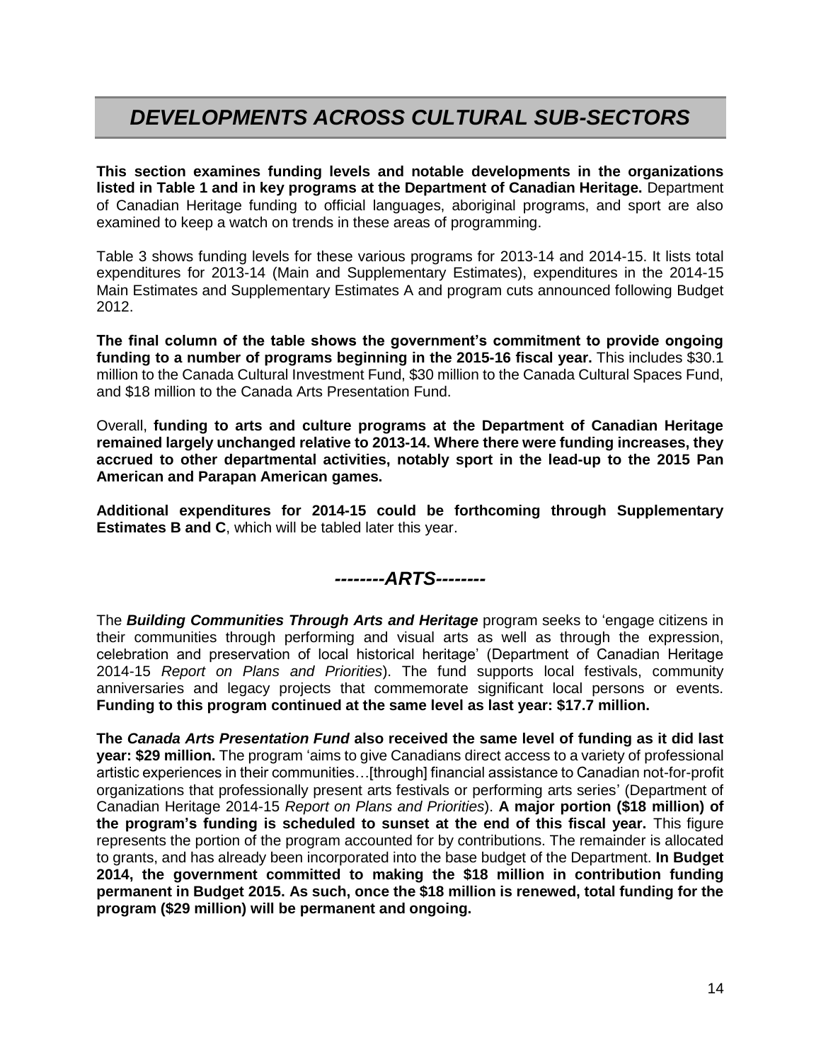# *DEVELOPMENTS ACROSS CULTURAL SUB-SECTORS*

**This section examines funding levels and notable developments in the organizations listed in Table 1 and in key programs at the Department of Canadian Heritage.** Department of Canadian Heritage funding to official languages, aboriginal programs, and sport are also examined to keep a watch on trends in these areas of programming.

Table 3 shows funding levels for these various programs for 2013-14 and 2014-15. It lists total expenditures for 2013-14 (Main and Supplementary Estimates), expenditures in the 2014-15 Main Estimates and Supplementary Estimates A and program cuts announced following Budget 2012.

**The final column of the table shows the government's commitment to provide ongoing funding to a number of programs beginning in the 2015-16 fiscal year.** This includes $30.1 million to the Canada Cultural Investment Fund, $30 million to the Canada Cultural Spaces Fund, and $18 million to the Canada Arts Presentation Fund.

Overall, **funding to arts and culture programs at the Department of Canadian Heritage remained largely unchanged relative to 2013-14. Where there were funding increases, they accrued to other departmental activities, notably sport in the lead-up to the 2015 Pan American and Parapan American games.**

**Additional expenditures for 2014-15 could be forthcoming through Supplementary Estimates B and C**, which will be tabled later this year.

## *--------ARTS--------*

The ***Building Communities Through Arts and Heritage*** program seeks to 'engage citizens in their communities through performing and visual arts as well as through the expression, celebration and preservation of local historical heritage' (Department of Canadian Heritage 2014-15 *Report on Plans and Priorities*). The fund supports local festivals, community anniversaries and legacy projects that commemorate significant local persons or events. **Funding to this program continued at the same level as last year: $17.7 million.**

**The *Canada Arts Presentation Fund* also received the same level of funding as it did last year: $29 million.** The program 'aims to give Canadians direct access to a variety of professional artistic experiences in their communities…[through] financial assistance to Canadian not-for-profit organizations that professionally present arts festivals or performing arts series' (Department of Canadian Heritage 2014-15 *Report on Plans and Priorities*). **A major portion ($18 million) of the program's funding is scheduled to sunset at the end of this fiscal year.** This figure represents the portion of the program accounted for by contributions. The remainder is allocated to grants, and has already been incorporated into the base budget of the Department. **In Budget 2014, the government committed to making the $18 million in contribution funding permanent in Budget 2015. As such, once the $18 million is renewed, total funding for the program ($29 million) will be permanent and ongoing.**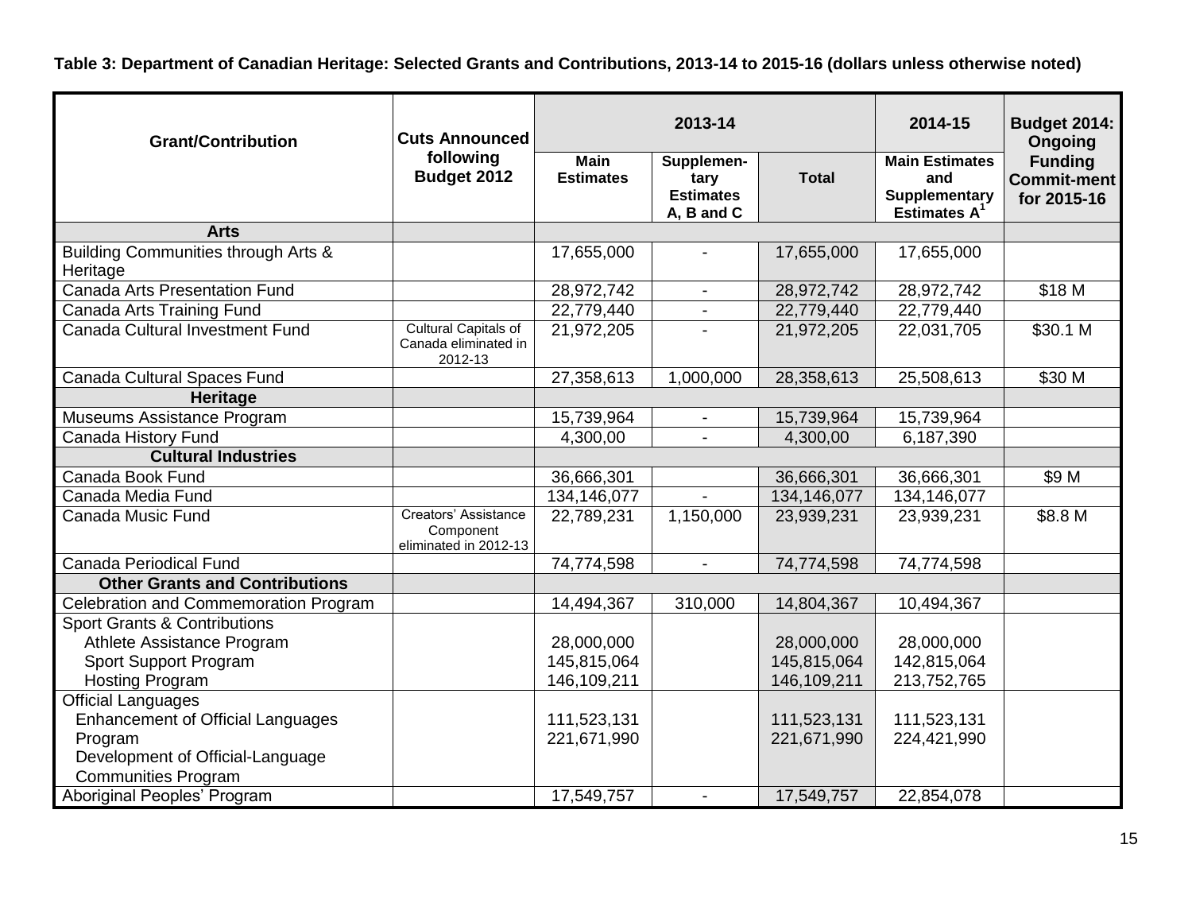**Table 3: Department of Canadian Heritage: Selected Grants and Contributions, 2013-14 to 2015-16 (dollars unless otherwise noted)**

| Grant/Contribution | Cuts Announced following Budget 2012 | 2013-14 | | | 2014-15 | Budget 2014: Ongoing Funding Commit-ment for 2015-16 |
|---|---|---|---|---|---|---|
| | | Main Estimates | Supplemen-tary Estimates A, B and C | Total | Main Estimates and Supplementary Estimates A[1] | |
| **Arts** | | | | | | |
| Building Communities through Arts & Heritage | | 17,655,000 | - | 17,655,000 | 17,655,000 | |
| Canada Arts Presentation Fund | | 28,972,742 | - | 28,972,742 | 28,972,742 | $18 M |
| Canada Arts Training Fund | | 22,779,440 | - | 22,779,440 | 22,779,440 | |
| Canada Cultural Investment Fund | Cultural Capitals of Canada eliminated in 2012-13 | 21,972,205 | - | 21,972,205 | 22,031,705 | $30.1 M |
| Canada Cultural Spaces Fund | | 27,358,613 | 1,000,000 | 28,358,613 | 25,508,613 | $30 M |
| **Heritage** | | | | | | |
| Museums Assistance Program | | 15,739,964 | - | 15,739,964 | 15,739,964 | |
| Canada History Fund | | 4,300,00 | - | 4,300,00 | 6,187,390 | |
| **Cultural Industries** | | | | | | |
| Canada Book Fund | | 36,666,301 | | 36,666,301 | 36,666,301 | $9 M |
| Canada Media Fund | | 134,146,077 | - | 134,146,077 | 134,146,077 | |
| Canada Music Fund | Creators' Assistance Component eliminated in 2012-13 | 22,789,231 | 1,150,000 | 23,939,231 | 23,939,231 | $8.8 M |
| Canada Periodical Fund | | 74,774,598 | - | 74,774,598 | 74,774,598 | |
| **Other Grants and Contributions** | | | | | | |
| Celebration and Commemoration Program | | 14,494,367 | 310,000 | 14,804,367 | 10,494,367 | |
| Sport Grants & Contributions | | | | | | |
| Athlete Assistance Program | | 28,000,000 | | 28,000,000 | 28,000,000 | |
| Sport Support Program | | 145,815,064 | | 145,815,064 | 142,815,064 | |
| Hosting Program | | 146,109,211 | | 146,109,211 | 213,752,765 | |
| Official Languages | | | | | | |
| Enhancement of Official Languages Program | | 111,523,131 | | 111,523,131 | 111,523,131 | |
| Development of Official-Language Communities Program | | 221,671,990 | | 221,671,990 | 224,421,990 | |
| Aboriginal Peoples' Program | | 17,549,757 | - | 17,549,757 | 22,854,078 | |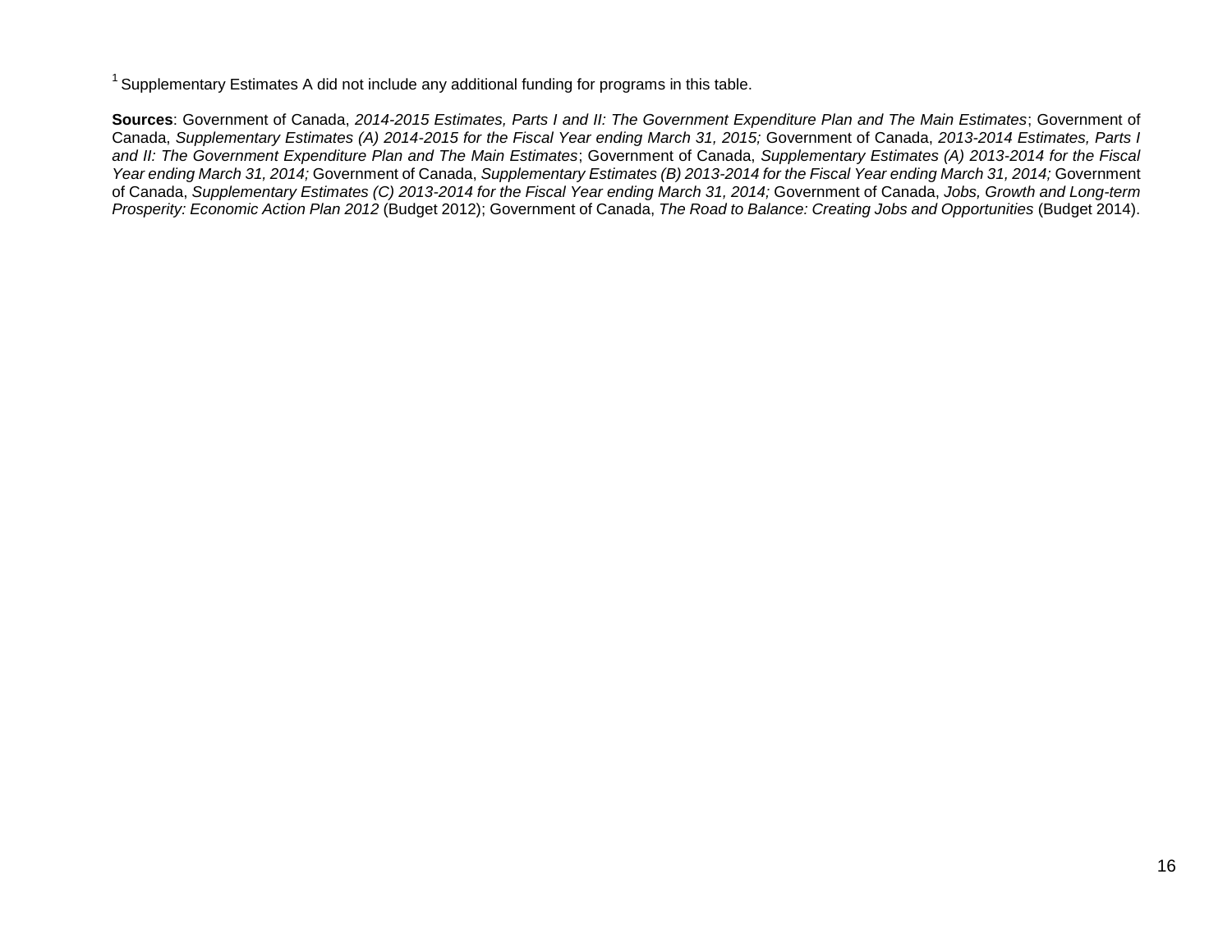[1] Supplementary Estimates A did not include any additional funding for programs in this table.

**Sources**: Government of Canada, *2014-2015 Estimates, Parts I and II: The Government Expenditure Plan and The Main Estimates*; Government of Canada, *Supplementary Estimates (A) 2014-2015 for the Fiscal Year ending March 31, 2015;* Government of Canada, *2013-2014 Estimates, Parts I and II: The Government Expenditure Plan and The Main Estimates*; Government of Canada, *Supplementary Estimates (A) 2013-2014 for the Fiscal Year ending March 31, 2014;* Government of Canada, *Supplementary Estimates (B) 2013-2014 for the Fiscal Year ending March 31, 2014;* Government of Canada, *Supplementary Estimates (C) 2013-2014 for the Fiscal Year ending March 31, 2014;* Government of Canada, *Jobs, Growth and Long-term Prosperity: Economic Action Plan 2012* (Budget 2012); Government of Canada, *The Road to Balance: Creating Jobs and Opportunities* (Budget 2014).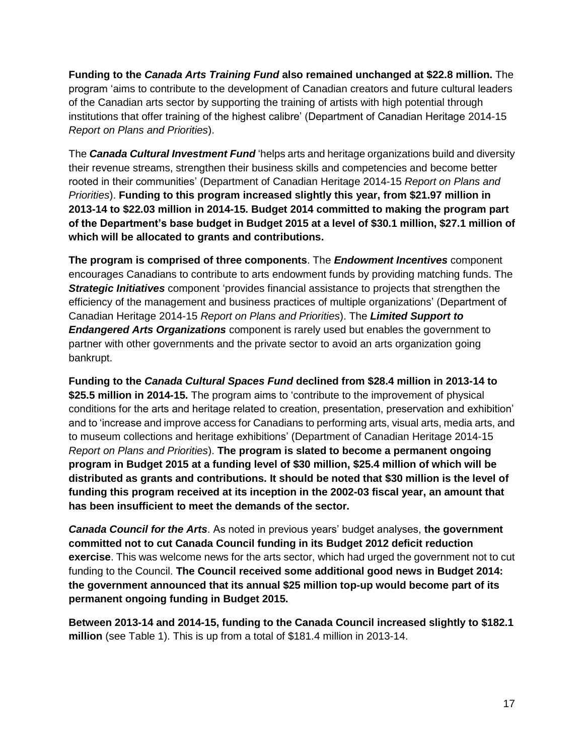**Funding to the *Canada Arts Training Fund* also remained unchanged at $22.8 million.** The program 'aims to contribute to the development of Canadian creators and future cultural leaders of the Canadian arts sector by supporting the training of artists with high potential through institutions that offer training of the highest calibre' (Department of Canadian Heritage 2014-15 *Report on Plans and Priorities*).

The ***Canada Cultural Investment Fund*** 'helps arts and heritage organizations build and diversity their revenue streams, strengthen their business skills and competencies and become better rooted in their communities' (Department of Canadian Heritage 2014-15 *Report on Plans and Priorities*). **Funding to this program increased slightly this year, from $21.97 million in 2013-14 to $22.03 million in 2014-15. Budget 2014 committed to making the program part of the Department's base budget in Budget 2015 at a level of $30.1 million, $27.1 million of which will be allocated to grants and contributions.**

**The program is comprised of three components**. The ***Endowment Incentives*** component encourages Canadians to contribute to arts endowment funds by providing matching funds. The ***Strategic Initiatives*** component 'provides financial assistance to projects that strengthen the efficiency of the management and business practices of multiple organizations' (Department of Canadian Heritage 2014-15 *Report on Plans and Priorities*). The ***Limited Support to Endangered Arts Organizations*** component is rarely used but enables the government to partner with other governments and the private sector to avoid an arts organization going bankrupt.

**Funding to the *Canada Cultural Spaces Fund* declined from $28.4 million in 2013-14 to $25.5 million in 2014-15.** The program aims to 'contribute to the improvement of physical conditions for the arts and heritage related to creation, presentation, preservation and exhibition' and to 'increase and improve access for Canadians to performing arts, visual arts, media arts, and to museum collections and heritage exhibitions' (Department of Canadian Heritage 2014-15 *Report on Plans and Priorities*). **The program is slated to become a permanent ongoing program in Budget 2015 at a funding level of $30 million, $25.4 million of which will be distributed as grants and contributions. It should be noted that $30 million is the level of funding this program received at its inception in the 2002-03 fiscal year, an amount that has been insufficient to meet the demands of the sector.**

***Canada Council for the Arts***. As noted in previous years' budget analyses, **the government committed not to cut Canada Council funding in its Budget 2012 deficit reduction exercise**. This was welcome news for the arts sector, which had urged the government not to cut funding to the Council. **The Council received some additional good news in Budget 2014: the government announced that its annual $25 million top-up would become part of its permanent ongoing funding in Budget 2015.**

**Between 2013-14 and 2014-15, funding to the Canada Council increased slightly to $182.1 million** (see Table 1). This is up from a total of $181.4 million in 2013-14.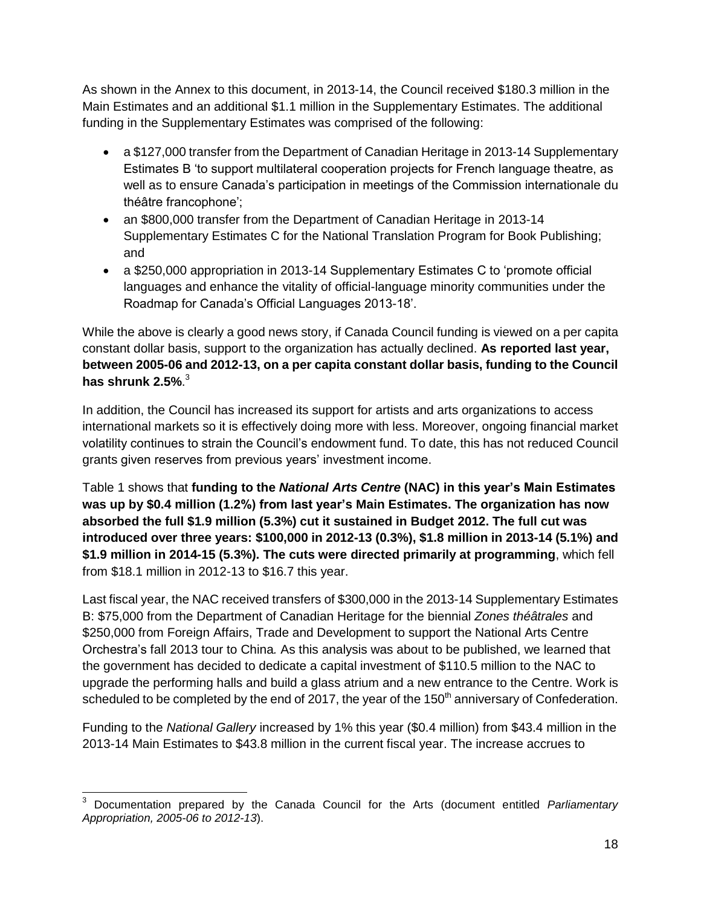As shown in the Annex to this document, in 2013-14, the Council received $180.3 million in the Main Estimates and an additional $1.1 million in the Supplementary Estimates. The additional funding in the Supplementary Estimates was comprised of the following:

- a $127,000 transfer from the Department of Canadian Heritage in 2013-14 Supplementary Estimates B 'to support multilateral cooperation projects for French language theatre, as well as to ensure Canada's participation in meetings of the Commission internationale du théâtre francophone';
- an $800,000 transfer from the Department of Canadian Heritage in 2013-14 Supplementary Estimates C for the National Translation Program for Book Publishing; and
- a $250,000 appropriation in 2013-14 Supplementary Estimates C to 'promote official languages and enhance the vitality of official-language minority communities under the Roadmap for Canada's Official Languages 2013-18'.

While the above is clearly a good news story, if Canada Council funding is viewed on a per capita constant dollar basis, support to the organization has actually declined. **As reported last year, between 2005-06 and 2012-13, on a per capita constant dollar basis, funding to the Council has shrunk 2.5%**.[3]

In addition, the Council has increased its support for artists and arts organizations to access international markets so it is effectively doing more with less. Moreover, ongoing financial market volatility continues to strain the Council's endowment fund. To date, this has not reduced Council grants given reserves from previous years' investment income.

Table 1 shows that **funding to the *National Arts Centre* (NAC) in this year's Main Estimates was up by $0.4 million (1.2%) from last year's Main Estimates. The organization has now absorbed the full $1.9 million (5.3%) cut it sustained in Budget 2012. The full cut was introduced over three years: $100,000 in 2012-13 (0.3%), $1.8 million in 2013-14 (5.1%) and $1.9 million in 2014-15 (5.3%). The cuts were directed primarily at programming**, which fell from $18.1 million in 2012-13 to $16.7 this year.

Last fiscal year, the NAC received transfers of $300,000 in the 2013-14 Supplementary Estimates B: $75,000 from the Department of Canadian Heritage for the biennial *Zones théâtrales* and $250,000 from Foreign Affairs, Trade and Development to support the National Arts Centre Orchestra's fall 2013 tour to China*.* As this analysis was about to be published, we learned that the government has decided to dedicate a capital investment of $110.5 million to the NAC to upgrade the performing halls and build a glass atrium and a new entrance to the Centre. Work is scheduled to be completed by the end of 2017, the year of the 150th anniversary of Confederation.

Funding to the *National Gallery* increased by 1% this year ($0.4 million) from $43.4 million in the 2013-14 Main Estimates to $43.8 million in the current fiscal year. The increase accrues to

[3] Documentation prepared by the Canada Council for the Arts (document entitled *Parliamentary Appropriation, 2005-06 to 2012-13*).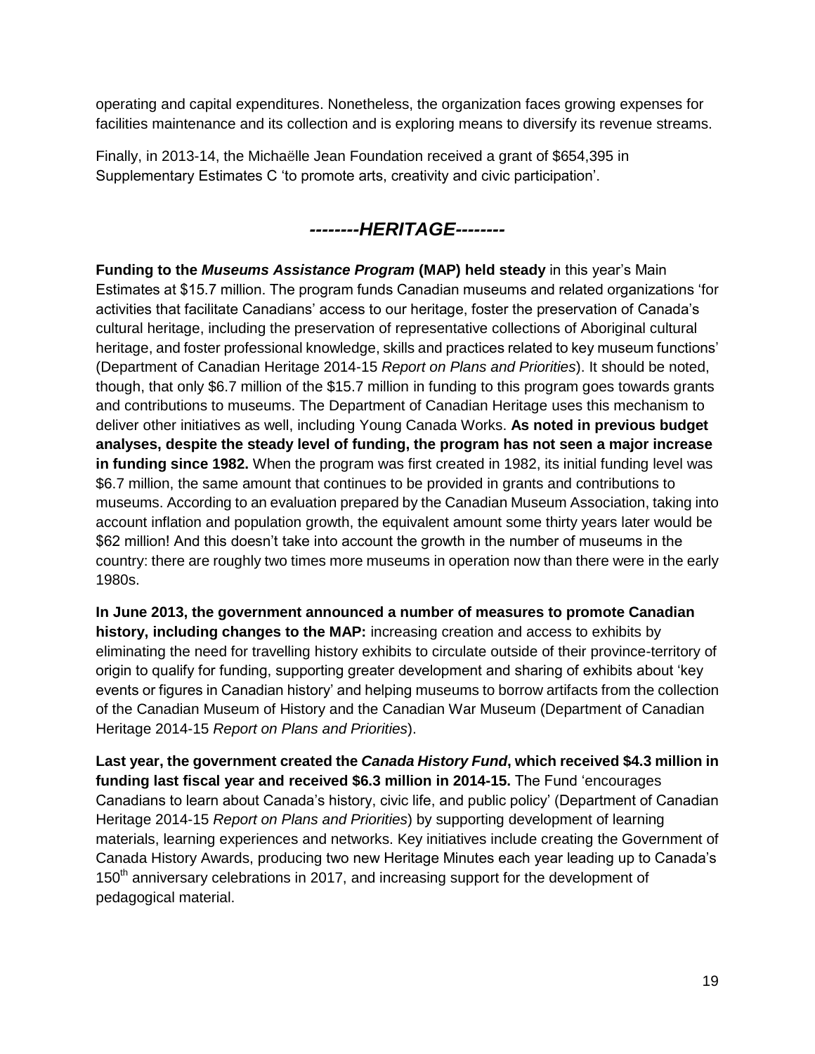operating and capital expenditures. Nonetheless, the organization faces growing expenses for facilities maintenance and its collection and is exploring means to diversify its revenue streams.

Finally, in 2013-14, the Michaëlle Jean Foundation received a grant of $654,395 in Supplementary Estimates C 'to promote arts, creativity and civic participation'.

## *--------HERITAGE--------*

**Funding to the *Museums Assistance Program* (MAP) held steady** in this year's Main Estimates at $15.7 million. The program funds Canadian museums and related organizations 'for activities that facilitate Canadians' access to our heritage, foster the preservation of Canada's cultural heritage, including the preservation of representative collections of Aboriginal cultural heritage, and foster professional knowledge, skills and practices related to key museum functions' (Department of Canadian Heritage 2014-15 *Report on Plans and Priorities*). It should be noted, though, that only $6.7 million of the $15.7 million in funding to this program goes towards grants and contributions to museums. The Department of Canadian Heritage uses this mechanism to deliver other initiatives as well, including Young Canada Works. **As noted in previous budget analyses, despite the steady level of funding, the program has not seen a major increase in funding since 1982.** When the program was first created in 1982, its initial funding level was $6.7 million, the same amount that continues to be provided in grants and contributions to museums. According to an evaluation prepared by the Canadian Museum Association, taking into account inflation and population growth, the equivalent amount some thirty years later would be $62 million! And this doesn't take into account the growth in the number of museums in the country: there are roughly two times more museums in operation now than there were in the early 1980s.

**In June 2013, the government announced a number of measures to promote Canadian history, including changes to the MAP:** increasing creation and access to exhibits by eliminating the need for travelling history exhibits to circulate outside of their province-territory of origin to qualify for funding, supporting greater development and sharing of exhibits about 'key events or figures in Canadian history' and helping museums to borrow artifacts from the collection of the Canadian Museum of History and the Canadian War Museum (Department of Canadian Heritage 2014-15 *Report on Plans and Priorities*).

**Last year, the government created the *Canada History Fund*, which received $4.3 million in funding last fiscal year and received $6.3 million in 2014-15.** The Fund 'encourages Canadians to learn about Canada's history, civic life, and public policy' (Department of Canadian Heritage 2014-15 *Report on Plans and Priorities*) by supporting development of learning materials, learning experiences and networks. Key initiatives include creating the Government of Canada History Awards, producing two new Heritage Minutes each year leading up to Canada's 150th anniversary celebrations in 2017, and increasing support for the development of pedagogical material.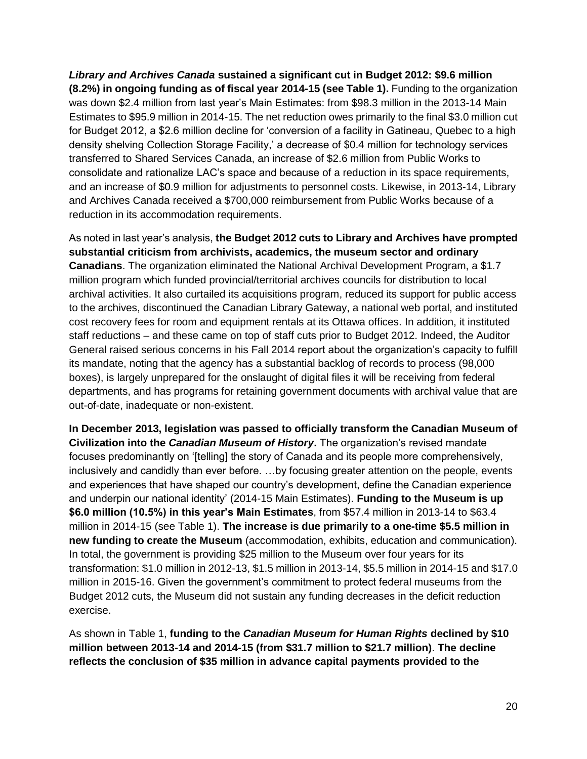***Library and Archives Canada* sustained a significant cut in Budget 2012: $9.6 million (8.2%) in ongoing funding as of fiscal year 2014-15 (see Table 1).** Funding to the organization was down $2.4 million from last year's Main Estimates: from $98.3 million in the 2013-14 Main Estimates to $95.9 million in 2014-15. The net reduction owes primarily to the final $3.0 million cut for Budget 2012, a $2.6 million decline for 'conversion of a facility in Gatineau, Quebec to a high density shelving Collection Storage Facility,' a decrease of $0.4 million for technology services transferred to Shared Services Canada, an increase of $2.6 million from Public Works to consolidate and rationalize LAC's space and because of a reduction in its space requirements, and an increase of $0.9 million for adjustments to personnel costs. Likewise, in 2013-14, Library and Archives Canada received a $700,000 reimbursement from Public Works because of a reduction in its accommodation requirements.

As noted in last year's analysis, **the Budget 2012 cuts to Library and Archives have prompted substantial criticism from archivists, academics, the museum sector and ordinary Canadians**. The organization eliminated the National Archival Development Program, a $1.7 million program which funded provincial/territorial archives councils for distribution to local archival activities. It also curtailed its acquisitions program, reduced its support for public access to the archives, discontinued the Canadian Library Gateway, a national web portal, and instituted cost recovery fees for room and equipment rentals at its Ottawa offices. In addition, it instituted staff reductions – and these came on top of staff cuts prior to Budget 2012. Indeed, the Auditor General raised serious concerns in his Fall 2014 report about the organization's capacity to fulfill its mandate, noting that the agency has a substantial backlog of records to process (98,000 boxes), is largely unprepared for the onslaught of digital files it will be receiving from federal departments, and has programs for retaining government documents with archival value that are out-of-date, inadequate or non-existent.

**In December 2013, legislation was passed to officially transform the Canadian Museum of Civilization into the *Canadian Museum of History*.** The organization's revised mandate focuses predominantly on '[telling] the story of Canada and its people more comprehensively, inclusively and candidly than ever before. …by focusing greater attention on the people, events and experiences that have shaped our country's development, define the Canadian experience and underpin our national identity' (2014-15 Main Estimates). **Funding to the Museum is up $6.0 million (10.5%) in this year's Main Estimates**, from $57.4 million in 2013-14 to $63.4 million in 2014-15 (see Table 1). **The increase is due primarily to a one-time $5.5 million in new funding to create the Museum** (accommodation, exhibits, education and communication). In total, the government is providing $25 million to the Museum over four years for its transformation: $1.0 million in 2012-13, $1.5 million in 2013-14, $5.5 million in 2014-15 and $17.0 million in 2015-16. Given the government's commitment to protect federal museums from the Budget 2012 cuts, the Museum did not sustain any funding decreases in the deficit reduction exercise.

As shown in Table 1, **funding to the *Canadian Museum for Human Rights* declined by $10 million between 2013-14 and 2014-15 (from $31.7 million to $21.7 million)**. **The decline reflects the conclusion of $35 million in advance capital payments provided to the**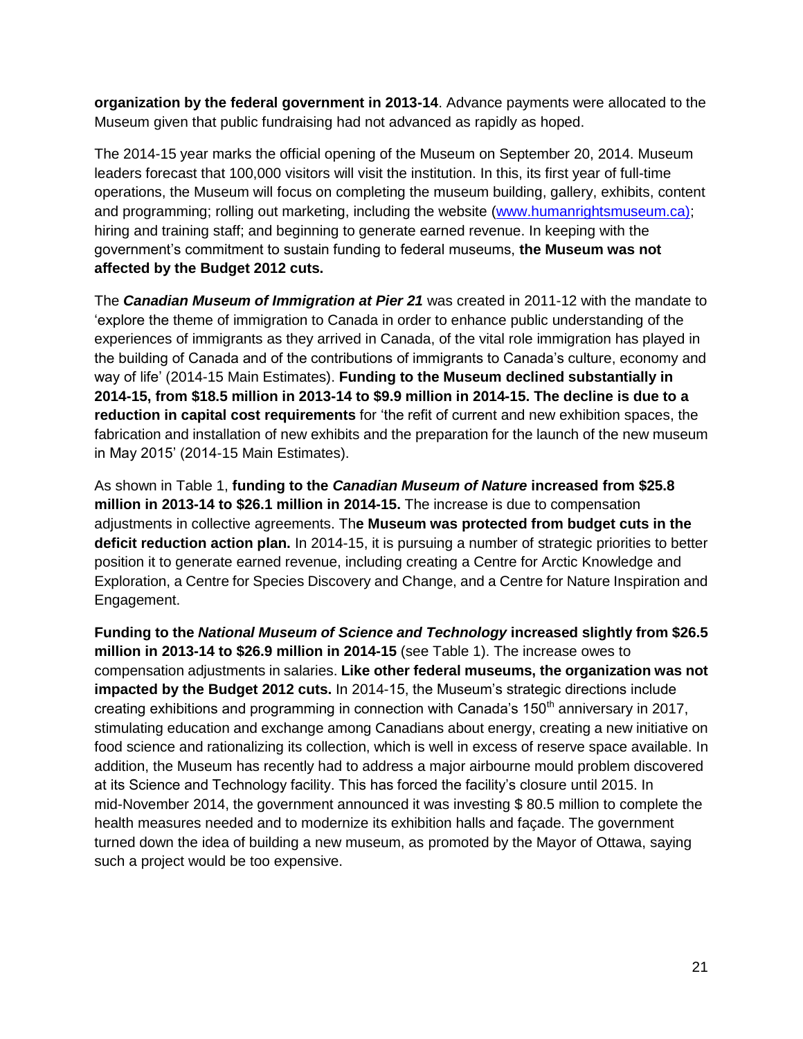**organization by the federal government in 2013-14**. Advance payments were allocated to the Museum given that public fundraising had not advanced as rapidly as hoped.

The 2014-15 year marks the official opening of the Museum on September 20, 2014. Museum leaders forecast that 100,000 visitors will visit the institution. In this, its first year of full-time operations, the Museum will focus on completing the museum building, gallery, exhibits, content and programming; rolling out marketing, including the website (www.humanrightsmuseum.ca); hiring and training staff; and beginning to generate earned revenue. In keeping with the government's commitment to sustain funding to federal museums, **the Museum was not affected by the Budget 2012 cuts.**

The ***Canadian Museum of Immigration at Pier 21*** was created in 2011-12 with the mandate to 'explore the theme of immigration to Canada in order to enhance public understanding of the experiences of immigrants as they arrived in Canada, of the vital role immigration has played in the building of Canada and of the contributions of immigrants to Canada's culture, economy and way of life' (2014-15 Main Estimates). **Funding to the Museum declined substantially in 2014-15, from $18.5 million in 2013-14 to $9.9 million in 2014-15. The decline is due to a reduction in capital cost requirements** for 'the refit of current and new exhibition spaces, the fabrication and installation of new exhibits and the preparation for the launch of the new museum in May 2015' (2014-15 Main Estimates).

As shown in Table 1, **funding to the *Canadian Museum of Nature* increased from $25.8 million in 2013-14 to $26.1 million in 2014-15.** The increase is due to compensation adjustments in collective agreements. Th**e Museum was protected from budget cuts in the deficit reduction action plan.** In 2014-15, it is pursuing a number of strategic priorities to better position it to generate earned revenue, including creating a Centre for Arctic Knowledge and Exploration, a Centre for Species Discovery and Change, and a Centre for Nature Inspiration and Engagement.

**Funding to the *National Museum of Science and Technology* increased slightly from $26.5 million in 2013-14 to $26.9 million in 2014-15** (see Table 1). The increase owes to compensation adjustments in salaries. **Like other federal museums, the organization was not impacted by the Budget 2012 cuts.** In 2014-15, the Museum's strategic directions include creating exhibitions and programming in connection with Canada's 150th anniversary in 2017, stimulating education and exchange among Canadians about energy, creating a new initiative on food science and rationalizing its collection, which is well in excess of reserve space available. In addition, the Museum has recently had to address a major airbourne mould problem discovered at its Science and Technology facility. This has forced the facility's closure until 2015. In mid-November 2014, the government announced it was investing $ 80.5 million to complete the health measures needed and to modernize its exhibition halls and façade. The government turned down the idea of building a new museum, as promoted by the Mayor of Ottawa, saying such a project would be too expensive.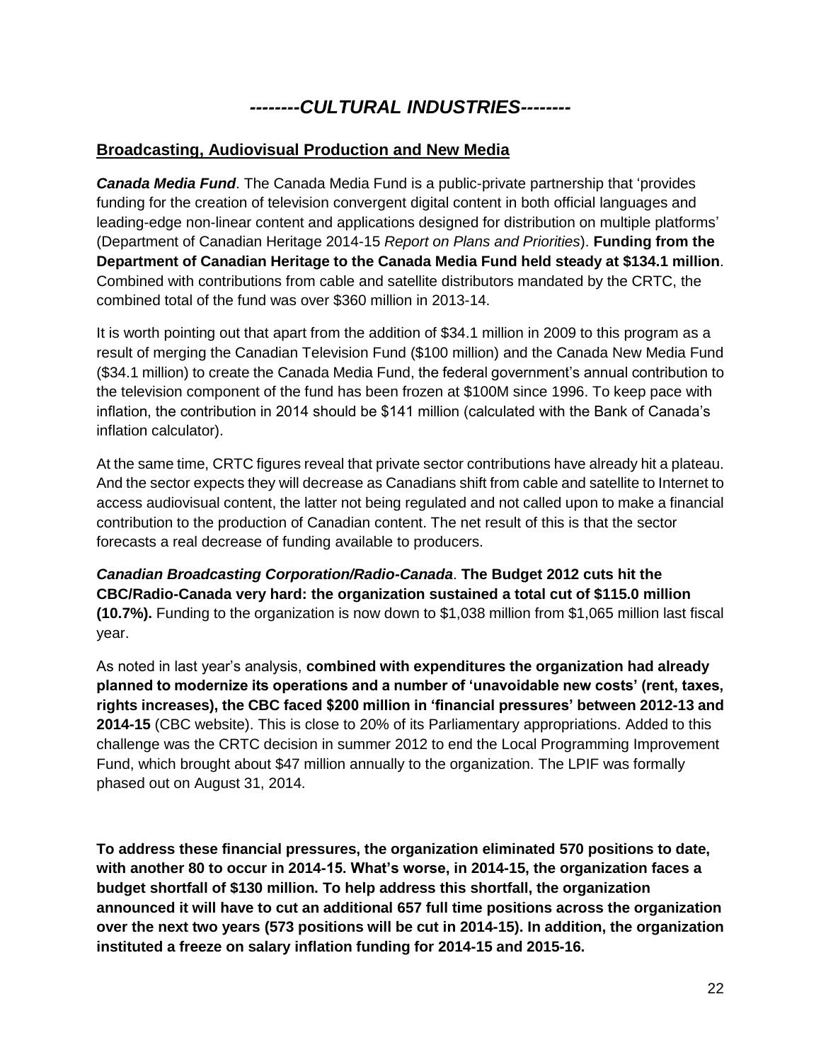# *--------CULTURAL INDUSTRIES--------*

## Broadcasting, Audiovisual Production and New Media

***Canada Media Fund***. The Canada Media Fund is a public-private partnership that 'provides funding for the creation of television convergent digital content in both official languages and leading-edge non-linear content and applications designed for distribution on multiple platforms' (Department of Canadian Heritage 2014-15 *Report on Plans and Priorities*). **Funding from the Department of Canadian Heritage to the Canada Media Fund held steady at $134.1 million**. Combined with contributions from cable and satellite distributors mandated by the CRTC, the combined total of the fund was over $360 million in 2013-14.

It is worth pointing out that apart from the addition of $34.1 million in 2009 to this program as a result of merging the Canadian Television Fund ($100 million) and the Canada New Media Fund ($34.1 million) to create the Canada Media Fund, the federal government's annual contribution to the television component of the fund has been frozen at $100M since 1996. To keep pace with inflation, the contribution in 2014 should be $141 million (calculated with the Bank of Canada's inflation calculator).

At the same time, CRTC figures reveal that private sector contributions have already hit a plateau. And the sector expects they will decrease as Canadians shift from cable and satellite to Internet to access audiovisual content, the latter not being regulated and not called upon to make a financial contribution to the production of Canadian content. The net result of this is that the sector forecasts a real decrease of funding available to producers.

***Canadian Broadcasting Corporation/Radio-Canada***. **The Budget 2012 cuts hit the CBC/Radio-Canada very hard: the organization sustained a total cut of $115.0 million (10.7%).** Funding to the organization is now down to $1,038 million from $1,065 million last fiscal year.

As noted in last year's analysis, **combined with expenditures the organization had already planned to modernize its operations and a number of 'unavoidable new costs' (rent, taxes, rights increases), the CBC faced $200 million in 'financial pressures' between 2012-13 and 2014-15** (CBC website). This is close to 20% of its Parliamentary appropriations. Added to this challenge was the CRTC decision in summer 2012 to end the Local Programming Improvement Fund, which brought about $47 million annually to the organization. The LPIF was formally phased out on August 31, 2014.

**To address these financial pressures, the organization eliminated 570 positions to date, with another 80 to occur in 2014-15. What's worse, in 2014-15, the organization faces a budget shortfall of $130 million. To help address this shortfall, the organization announced it will have to cut an additional 657 full time positions across the organization over the next two years (573 positions will be cut in 2014-15). In addition, the organization instituted a freeze on salary inflation funding for 2014-15 and 2015-16.**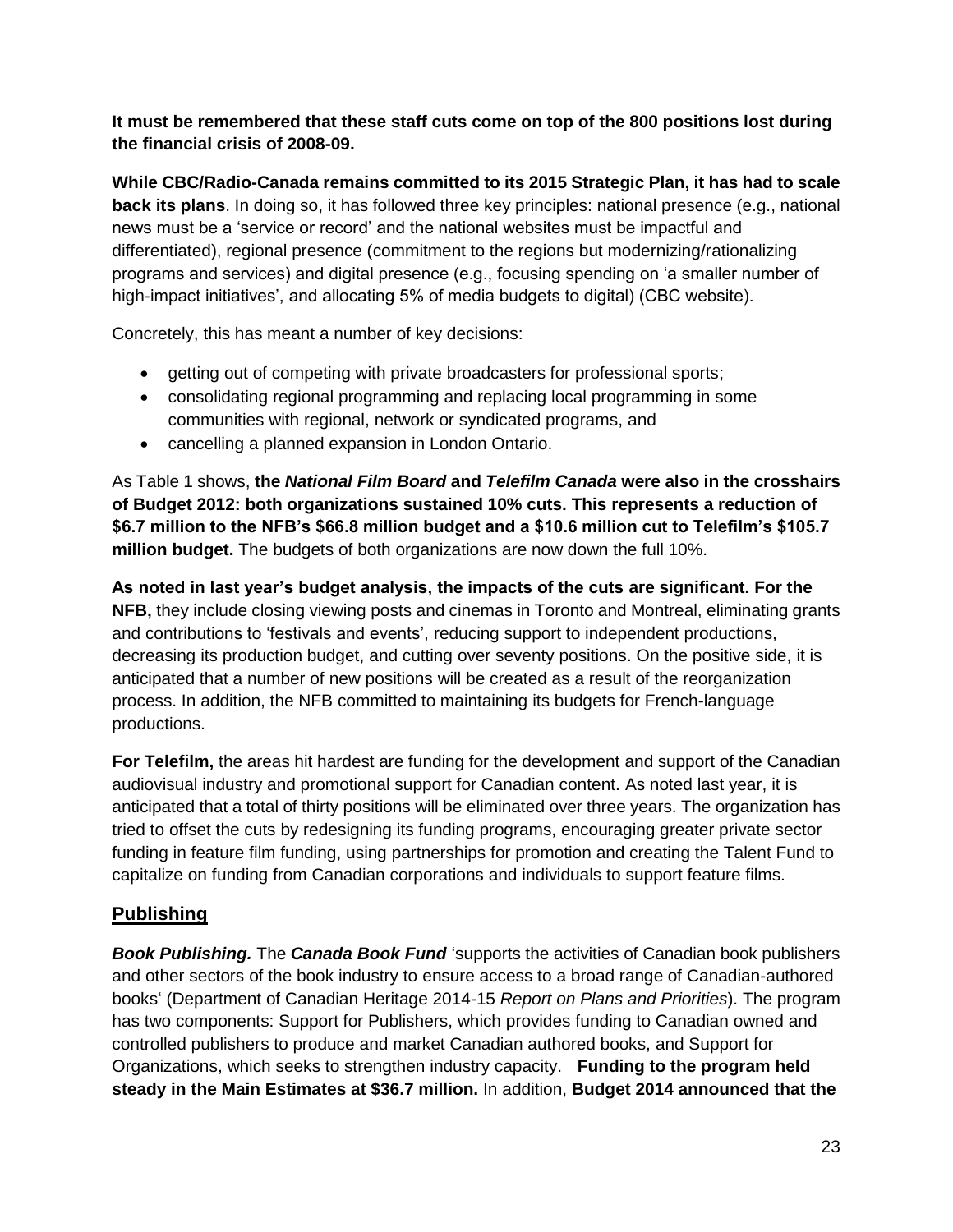**It must be remembered that these staff cuts come on top of the 800 positions lost during the financial crisis of 2008-09.**

**While CBC/Radio-Canada remains committed to its 2015 Strategic Plan, it has had to scale back its plans**. In doing so, it has followed three key principles: national presence (e.g., national news must be a 'service or record' and the national websites must be impactful and differentiated), regional presence (commitment to the regions but modernizing/rationalizing programs and services) and digital presence (e.g., focusing spending on 'a smaller number of high-impact initiatives', and allocating 5% of media budgets to digital) (CBC website).

Concretely, this has meant a number of key decisions:

- getting out of competing with private broadcasters for professional sports;
- consolidating regional programming and replacing local programming in some communities with regional, network or syndicated programs, and
- cancelling a planned expansion in London Ontario.

As Table 1 shows, **the *National Film Board* and *Telefilm Canada* were also in the crosshairs of Budget 2012: both organizations sustained 10% cuts. This represents a reduction of \$6.7 million to the NFB's \$66.8 million budget and a \$10.6 million cut to Telefilm's \$105.7 million budget.** The budgets of both organizations are now down the full 10%.

**As noted in last year's budget analysis, the impacts of the cuts are significant. For the NFB,** they include closing viewing posts and cinemas in Toronto and Montreal, eliminating grants and contributions to 'festivals and events', reducing support to independent productions, decreasing its production budget, and cutting over seventy positions. On the positive side, it is anticipated that a number of new positions will be created as a result of the reorganization process. In addition, the NFB committed to maintaining its budgets for French-language productions.

**For Telefilm,** the areas hit hardest are funding for the development and support of the Canadian audiovisual industry and promotional support for Canadian content. As noted last year, it is anticipated that a total of thirty positions will be eliminated over three years. The organization has tried to offset the cuts by redesigning its funding programs, encouraging greater private sector funding in feature film funding, using partnerships for promotion and creating the Talent Fund to capitalize on funding from Canadian corporations and individuals to support feature films.

## Publishing

***Book Publishing.*** The ***Canada Book Fund*** 'supports the activities of Canadian book publishers and other sectors of the book industry to ensure access to a broad range of Canadian-authored books' (Department of Canadian Heritage 2014-15 *Report on Plans and Priorities*). The program has two components: Support for Publishers, which provides funding to Canadian owned and controlled publishers to produce and market Canadian authored books, and Support for Organizations, which seeks to strengthen industry capacity. **Funding to the program held steady in the Main Estimates at \$36.7 million.** In addition, **Budget 2014 announced that the**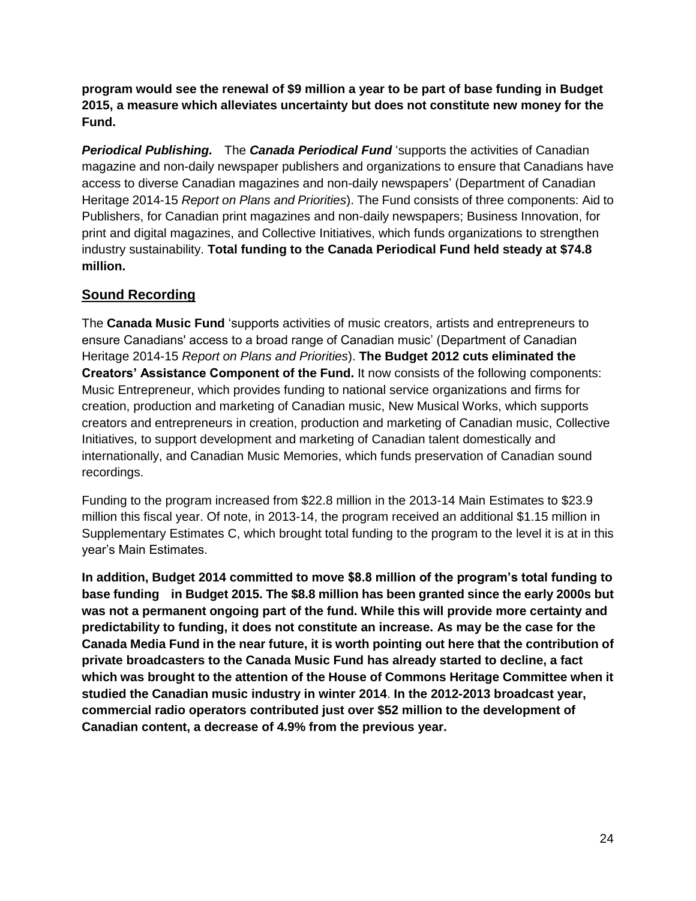**program would see the renewal of $9 million a year to be part of base funding in Budget 2015, a measure which alleviates uncertainty but does not constitute new money for the Fund.**

***Periodical Publishing.*** The ***Canada Periodical Fund*** 'supports the activities of Canadian magazine and non-daily newspaper publishers and organizations to ensure that Canadians have access to diverse Canadian magazines and non-daily newspapers' (Department of Canadian Heritage 2014-15 *Report on Plans and Priorities*). The Fund consists of three components: Aid to Publishers, for Canadian print magazines and non-daily newspapers; Business Innovation, for print and digital magazines, and Collective Initiatives, which funds organizations to strengthen industry sustainability. **Total funding to the Canada Periodical Fund held steady at $74.8 million.**

## Sound Recording

The **Canada Music Fund** 'supports activities of music creators, artists and entrepreneurs to ensure Canadians' access to a broad range of Canadian music' (Department of Canadian Heritage 2014-15 *Report on Plans and Priorities*). **The Budget 2012 cuts eliminated the Creators' Assistance Component of the Fund.** It now consists of the following components: Music Entrepreneur, which provides funding to national service organizations and firms for creation, production and marketing of Canadian music, New Musical Works, which supports creators and entrepreneurs in creation, production and marketing of Canadian music, Collective Initiatives, to support development and marketing of Canadian talent domestically and internationally, and Canadian Music Memories, which funds preservation of Canadian sound recordings.

Funding to the program increased from $22.8 million in the 2013-14 Main Estimates to $23.9 million this fiscal year. Of note, in 2013-14, the program received an additional $1.15 million in Supplementary Estimates C, which brought total funding to the program to the level it is at in this year's Main Estimates.

**In addition, Budget 2014 committed to move $8.8 million of the program's total funding to base funding in Budget 2015. The $8.8 million has been granted since the early 2000s but was not a permanent ongoing part of the fund. While this will provide more certainty and predictability to funding, it does not constitute an increase. As may be the case for the Canada Media Fund in the near future, it is worth pointing out here that the contribution of private broadcasters to the Canada Music Fund has already started to decline, a fact which was brought to the attention of the House of Commons Heritage Committee when it studied the Canadian music industry in winter 2014**. **In the 2012-2013 broadcast year, commercial radio operators contributed just over $52 million to the development of Canadian content, a decrease of 4.9% from the previous year.**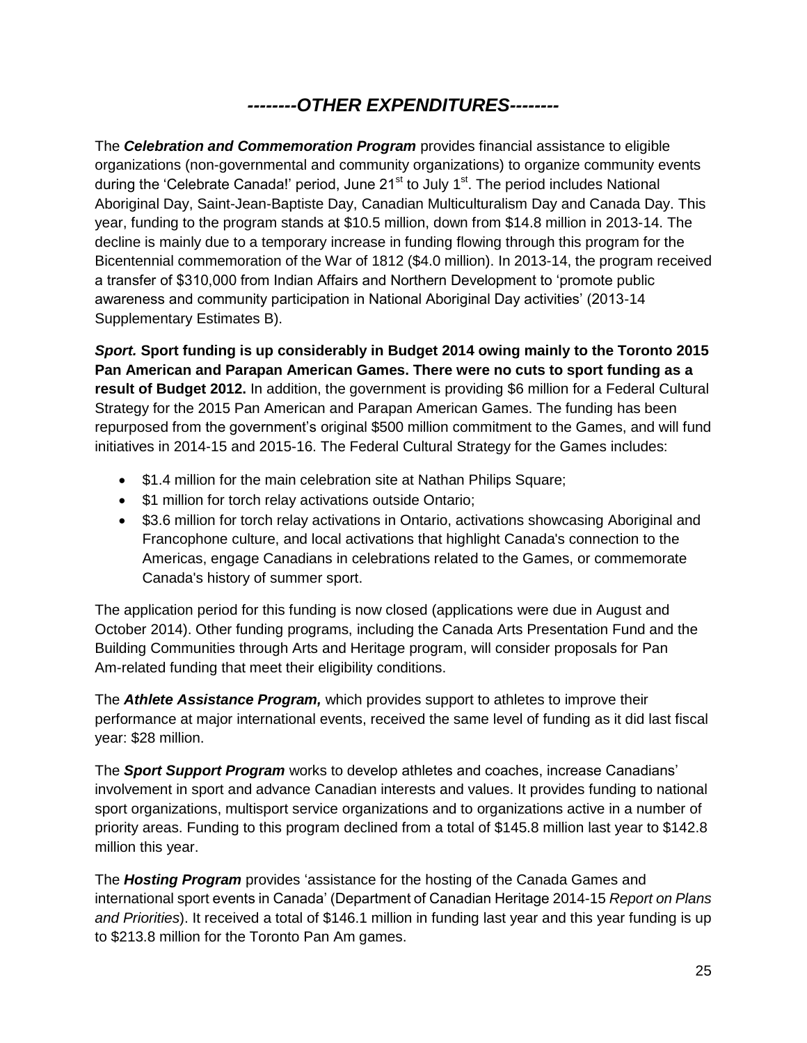# *--------OTHER EXPENDITURES--------*

The ***Celebration and Commemoration Program*** provides financial assistance to eligible organizations (non-governmental and community organizations) to organize community events during the 'Celebrate Canada!' period, June 21st to July 1st. The period includes National Aboriginal Day, Saint-Jean-Baptiste Day, Canadian Multiculturalism Day and Canada Day. This year, funding to the program stands at $10.5 million, down from $14.8 million in 2013-14. The decline is mainly due to a temporary increase in funding flowing through this program for the Bicentennial commemoration of the War of 1812 ($4.0 million). In 2013-14, the program received a transfer of $310,000 from Indian Affairs and Northern Development to 'promote public awareness and community participation in National Aboriginal Day activities' (2013-14 Supplementary Estimates B).

***Sport.* Sport funding is up considerably in Budget 2014 owing mainly to the Toronto 2015 Pan American and Parapan American Games. There were no cuts to sport funding as a result of Budget 2012.** In addition, the government is providing $6 million for a Federal Cultural Strategy for the 2015 Pan American and Parapan American Games. The funding has been repurposed from the government's original $500 million commitment to the Games, and will fund initiatives in 2014-15 and 2015-16. The Federal Cultural Strategy for the Games includes:

- $1.4 million for the main celebration site at Nathan Philips Square;
- $1 million for torch relay activations outside Ontario;
- $3.6 million for torch relay activations in Ontario, activations showcasing Aboriginal and Francophone culture, and local activations that highlight Canada's connection to the Americas, engage Canadians in celebrations related to the Games, or commemorate Canada's history of summer sport.

The application period for this funding is now closed (applications were due in August and October 2014). Other funding programs, including the Canada Arts Presentation Fund and the Building Communities through Arts and Heritage program, will consider proposals for Pan Am-related funding that meet their eligibility conditions.

The ***Athlete Assistance Program,*** which provides support to athletes to improve their performance at major international events, received the same level of funding as it did last fiscal year: $28 million.

The ***Sport Support Program*** works to develop athletes and coaches, increase Canadians' involvement in sport and advance Canadian interests and values. It provides funding to national sport organizations, multisport service organizations and to organizations active in a number of priority areas. Funding to this program declined from a total of $145.8 million last year to $142.8 million this year.

The ***Hosting Program*** provides 'assistance for the hosting of the Canada Games and international sport events in Canada' (Department of Canadian Heritage 2014-15 *Report on Plans and Priorities*). It received a total of $146.1 million in funding last year and this year funding is up to $213.8 million for the Toronto Pan Am games.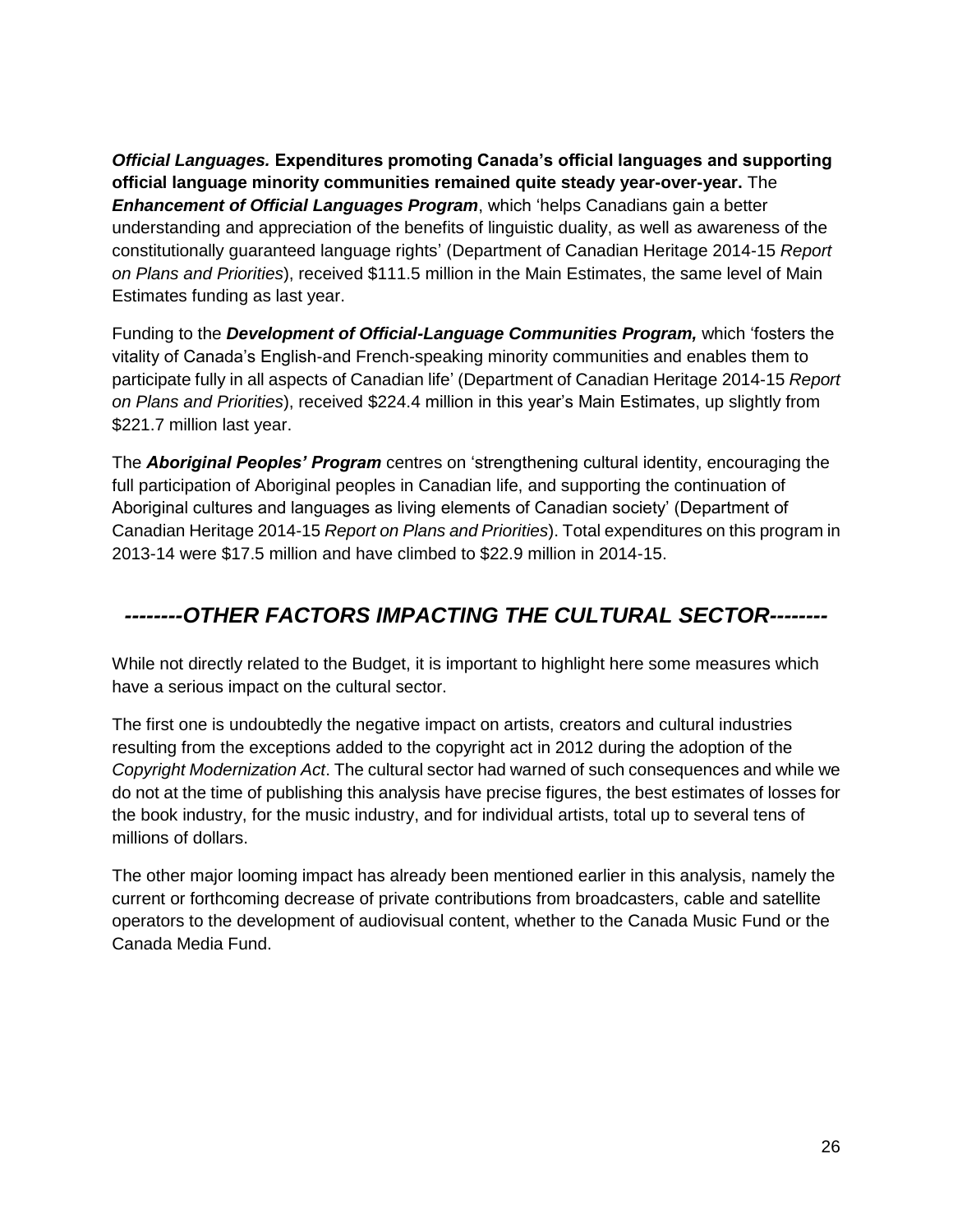***Official Languages.*** **Expenditures promoting Canada's official languages and supporting official language minority communities remained quite steady year-over-year.** The ***Enhancement of Official Languages Program***, which 'helps Canadians gain a better understanding and appreciation of the benefits of linguistic duality, as well as awareness of the constitutionally guaranteed language rights' (Department of Canadian Heritage 2014-15 *Report on Plans and Priorities*), received $111.5 million in the Main Estimates, the same level of Main Estimates funding as last year.

Funding to the ***Development of Official-Language Communities Program,*** which 'fosters the vitality of Canada's English-and French-speaking minority communities and enables them to participate fully in all aspects of Canadian life' (Department of Canadian Heritage 2014-15 *Report on Plans and Priorities*), received $224.4 million in this year's Main Estimates, up slightly from $221.7 million last year.

The ***Aboriginal Peoples' Program*** centres on 'strengthening cultural identity, encouraging the full participation of Aboriginal peoples in Canadian life, and supporting the continuation of Aboriginal cultures and languages as living elements of Canadian society' (Department of Canadian Heritage 2014-15 *Report on Plans and Priorities*). Total expenditures on this program in 2013-14 were $17.5 million and have climbed to $22.9 million in 2014-15.

## *--------OTHER FACTORS IMPACTING THE CULTURAL SECTOR--------*

While not directly related to the Budget, it is important to highlight here some measures which have a serious impact on the cultural sector.

The first one is undoubtedly the negative impact on artists, creators and cultural industries resulting from the exceptions added to the copyright act in 2012 during the adoption of the *Copyright Modernization Act*. The cultural sector had warned of such consequences and while we do not at the time of publishing this analysis have precise figures, the best estimates of losses for the book industry, for the music industry, and for individual artists, total up to several tens of millions of dollars.

The other major looming impact has already been mentioned earlier in this analysis, namely the current or forthcoming decrease of private contributions from broadcasters, cable and satellite operators to the development of audiovisual content, whether to the Canada Music Fund or the Canada Media Fund.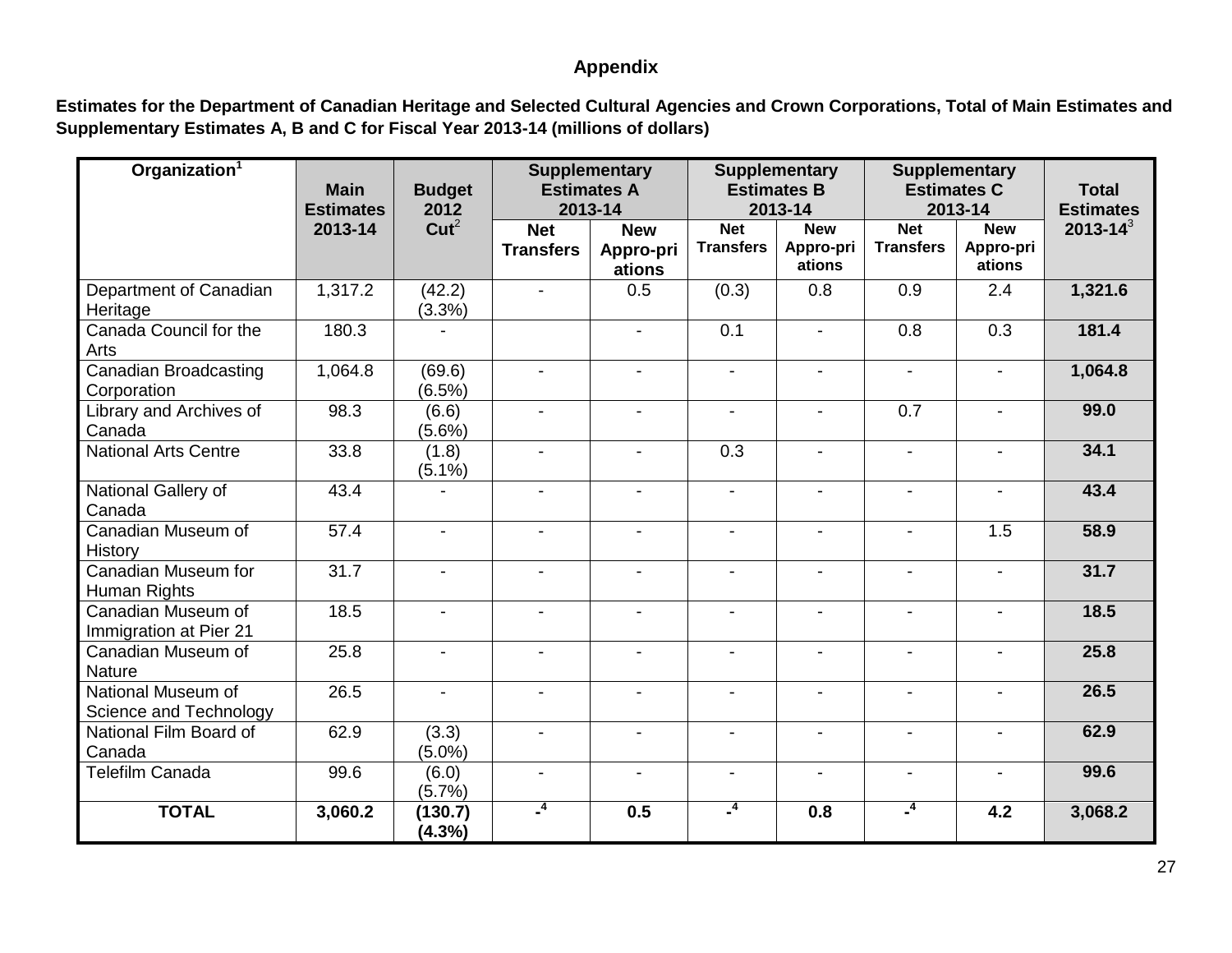## Appendix

**Estimates for the Department of Canadian Heritage and Selected Cultural Agencies and Crown Corporations, Total of Main Estimates and Supplementary Estimates A, B and C for Fiscal Year 2013-14 (millions of dollars)**

| Organization[1] | Main Estimates 2013-14 | Budget 2012 Cut[2] | Supplementary Estimates A 2013-14 | | Supplementary Estimates B 2013-14 | | Supplementary Estimates C 2013-14 | | Total Estimates 2013-14[3] |
|---|---|---|---|---|---|---|---|---|---|
| | | | Net Transfers | New Appro-pri ations | Net Transfers | New Appro-pri ations | Net Transfers | New Appro-pri ations | |
| Department of Canadian Heritage | 1,317.2 | (42.2) (3.3%) | - | 0.5 | (0.3) | 0.8 | 0.9 | 2.4 | **1,321.6** |
| Canada Council for the Arts | 180.3 | - | | - | 0.1 | - | 0.8 | 0.3 | **181.4** |
| Canadian Broadcasting Corporation | 1,064.8 | (69.6) (6.5%) | - | - | - | - | - | - | **1,064.8** |
| Library and Archives of Canada | 98.3 | (6.6) (5.6%) | - | - | - | - | 0.7 | - | **99.0** |
| National Arts Centre | 33.8 | (1.8) (5.1%) | - | - | 0.3 | - | - | - | **34.1** |
| National Gallery of Canada | 43.4 | - | - | - | - | - | - | - | **43.4** |
| Canadian Museum of History | 57.4 | - | - | - | - | - | - | 1.5 | **58.9** |
| Canadian Museum for Human Rights | 31.7 | - | - | - | - | - | - | - | **31.7** |
| Canadian Museum of Immigration at Pier 21 | 18.5 | - | - | - | - | - | - | - | **18.5** |
| Canadian Museum of Nature | 25.8 | - | - | - | - | - | - | - | **25.8** |
| National Museum of Science and Technology | 26.5 | - | - | - | - | - | - | - | **26.5** |
| National Film Board of Canada | 62.9 | (3.3) (5.0%) | - | - | - | - | - | - | **62.9** |
| Telefilm Canada | 99.6 | (6.0) (5.7%) | - | - | - | - | - | - | **99.6** |
| **TOTAL** | **3,060.2** | **(130.7) (4.3%)** | **-[4]** | **0.5** | **-[4]** | **0.8** | **-[4]** | **4.2** | **3,068.2** |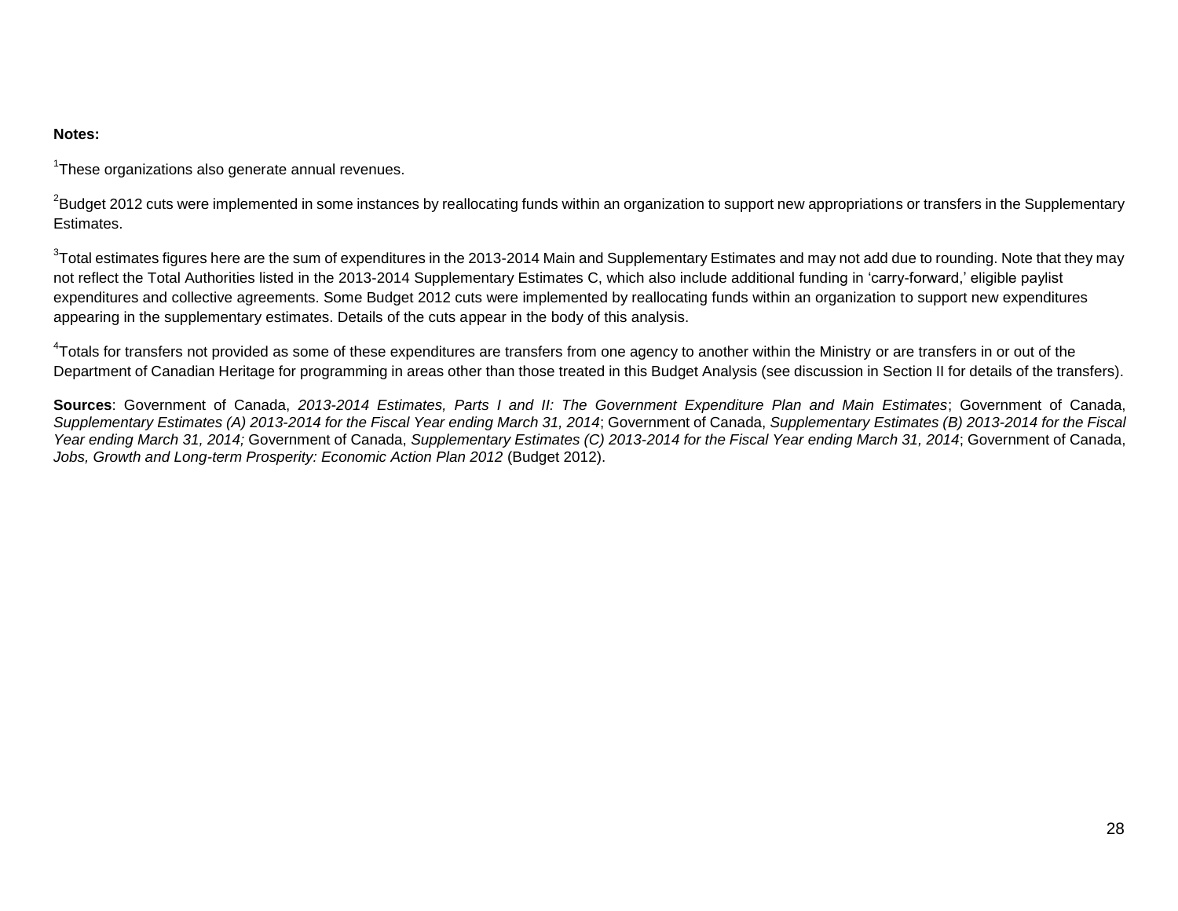**Notes:**

[1]These organizations also generate annual revenues.

[2]Budget 2012 cuts were implemented in some instances by reallocating funds within an organization to support new appropriations or transfers in the Supplementary Estimates.

[3]Total estimates figures here are the sum of expenditures in the 2013-2014 Main and Supplementary Estimates and may not add due to rounding. Note that they may not reflect the Total Authorities listed in the 2013-2014 Supplementary Estimates C, which also include additional funding in 'carry-forward,' eligible paylist expenditures and collective agreements. Some Budget 2012 cuts were implemented by reallocating funds within an organization to support new expenditures appearing in the supplementary estimates. Details of the cuts appear in the body of this analysis.

[4]Totals for transfers not provided as some of these expenditures are transfers from one agency to another within the Ministry or are transfers in or out of the Department of Canadian Heritage for programming in areas other than those treated in this Budget Analysis (see discussion in Section II for details of the transfers).

**Sources**: Government of Canada, *2013-2014 Estimates, Parts I and II: The Government Expenditure Plan and Main Estimates*; Government of Canada, *Supplementary Estimates (A) 2013-2014 for the Fiscal Year ending March 31, 2014*; Government of Canada, *Supplementary Estimates (B) 2013-2014 for the Fiscal Year ending March 31, 2014;* Government of Canada, *Supplementary Estimates (C) 2013-2014 for the Fiscal Year ending March 31, 2014*; Government of Canada, *Jobs, Growth and Long-term Prosperity: Economic Action Plan 2012* (Budget 2012).